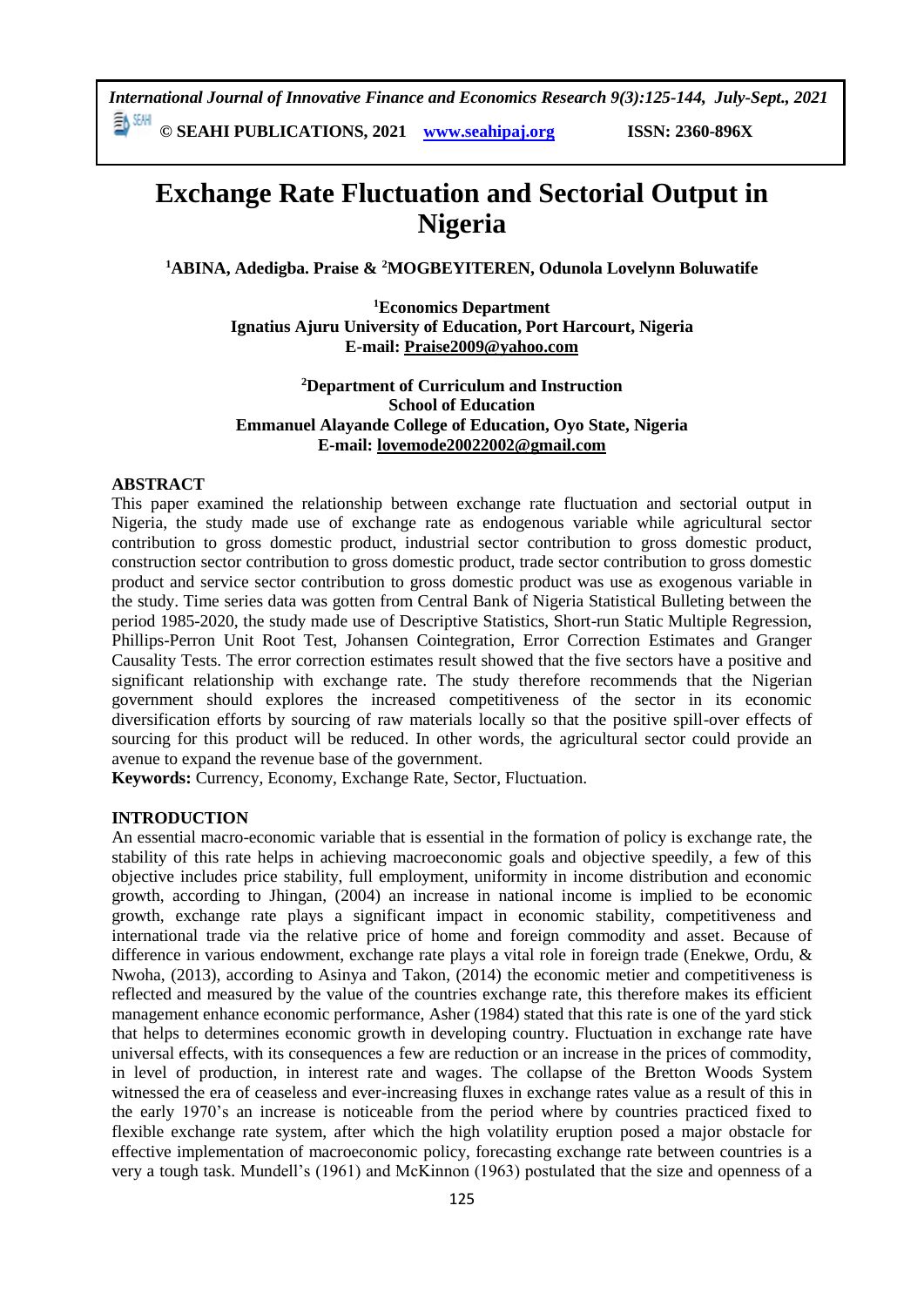# Exchange Rate Fluctuation and Sectorial Output in Nigeria

**[1]ABINA, Adedigba. Praise & [2]MOGBEYITEREN, Odunola Lovelynn Boluwatife**

**[1]Economics Department**
**Ignatius Ajuru University of Education, Port Harcourt, Nigeria**
**E-mail: Praise2009@yahoo.com**

**[2]Department of Curriculum and Instruction**
**School of Education**
**Emmanuel Alayande College of Education, Oyo State, Nigeria**
**E-mail: lovemode20022002@gmail.com**

## ABSTRACT

This paper examined the relationship between exchange rate fluctuation and sectorial output in Nigeria, the study made use of exchange rate as endogenous variable while agricultural sector contribution to gross domestic product, industrial sector contribution to gross domestic product, construction sector contribution to gross domestic product, trade sector contribution to gross domestic product and service sector contribution to gross domestic product was use as exogenous variable in the study. Time series data was gotten from Central Bank of Nigeria Statistical Bulleting between the period 1985-2020, the study made use of Descriptive Statistics, Short-run Static Multiple Regression, Phillips-Perron Unit Root Test, Johansen Cointegration, Error Correction Estimates and Granger Causality Tests. The error correction estimates result showed that the five sectors have a positive and significant relationship with exchange rate. The study therefore recommends that the Nigerian government should explores the increased competitiveness of the sector in its economic diversification efforts by sourcing of raw materials locally so that the positive spill-over effects of sourcing for this product will be reduced. In other words, the agricultural sector could provide an avenue to expand the revenue base of the government.

**Keywords:** Currency, Economy, Exchange Rate, Sector, Fluctuation.

## INTRODUCTION

An essential macro-economic variable that is essential in the formation of policy is exchange rate, the stability of this rate helps in achieving macroeconomic goals and objective speedily, a few of this objective includes price stability, full employment, uniformity in income distribution and economic growth, according to Jhingan, (2004) an increase in national income is implied to be economic growth, exchange rate plays a significant impact in economic stability, competitiveness and international trade via the relative price of home and foreign commodity and asset. Because of difference in various endowment, exchange rate plays a vital role in foreign trade (Enekwe, Ordu, & Nwoha, (2013), according to Asinya and Takon, (2014) the economic metier and competitiveness is reflected and measured by the value of the countries exchange rate, this therefore makes its efficient management enhance economic performance, Asher (1984) stated that this rate is one of the yard stick that helps to determines economic growth in developing country. Fluctuation in exchange rate have universal effects, with its consequences a few are reduction or an increase in the prices of commodity, in level of production, in interest rate and wages. The collapse of the Bretton Woods System witnessed the era of ceaseless and ever-increasing fluxes in exchange rates value as a result of this in the early 1970's an increase is noticeable from the period where by countries practiced fixed to flexible exchange rate system, after which the high volatility eruption posed a major obstacle for effective implementation of macroeconomic policy, forecasting exchange rate between countries is a very a tough task. Mundell's (1961) and McKinnon (1963) postulated that the size and openness of a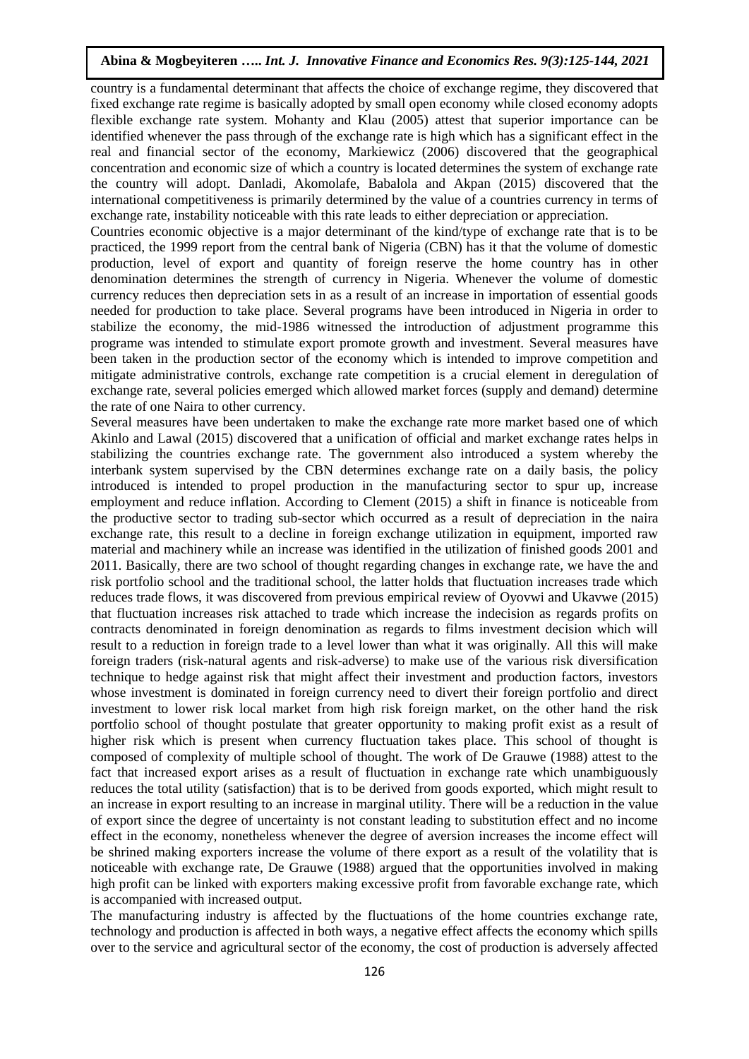country is a fundamental determinant that affects the choice of exchange regime, they discovered that fixed exchange rate regime is basically adopted by small open economy while closed economy adopts flexible exchange rate system. Mohanty and Klau (2005) attest that superior importance can be identified whenever the pass through of the exchange rate is high which has a significant effect in the real and financial sector of the economy, Markiewicz (2006) discovered that the geographical concentration and economic size of which a country is located determines the system of exchange rate the country will adopt. Danladi, Akomolafe, Babalola and Akpan (2015) discovered that the international competitiveness is primarily determined by the value of a countries currency in terms of exchange rate, instability noticeable with this rate leads to either depreciation or appreciation.

Countries economic objective is a major determinant of the kind/type of exchange rate that is to be practiced, the 1999 report from the central bank of Nigeria (CBN) has it that the volume of domestic production, level of export and quantity of foreign reserve the home country has in other denomination determines the strength of currency in Nigeria. Whenever the volume of domestic currency reduces then depreciation sets in as a result of an increase in importation of essential goods needed for production to take place. Several programs have been introduced in Nigeria in order to stabilize the economy, the mid-1986 witnessed the introduction of adjustment programme this programe was intended to stimulate export promote growth and investment. Several measures have been taken in the production sector of the economy which is intended to improve competition and mitigate administrative controls, exchange rate competition is a crucial element in deregulation of exchange rate, several policies emerged which allowed market forces (supply and demand) determine the rate of one Naira to other currency.

Several measures have been undertaken to make the exchange rate more market based one of which Akinlo and Lawal (2015) discovered that a unification of official and market exchange rates helps in stabilizing the countries exchange rate. The government also introduced a system whereby the interbank system supervised by the CBN determines exchange rate on a daily basis, the policy introduced is intended to propel production in the manufacturing sector to spur up, increase employment and reduce inflation. According to Clement (2015) a shift in finance is noticeable from the productive sector to trading sub-sector which occurred as a result of depreciation in the naira exchange rate, this result to a decline in foreign exchange utilization in equipment, imported raw material and machinery while an increase was identified in the utilization of finished goods 2001 and 2011. Basically, there are two school of thought regarding changes in exchange rate, we have the and risk portfolio school and the traditional school, the latter holds that fluctuation increases trade which reduces trade flows, it was discovered from previous empirical review of Oyovwi and Ukavwe (2015) that fluctuation increases risk attached to trade which increase the indecision as regards profits on contracts denominated in foreign denomination as regards to films investment decision which will result to a reduction in foreign trade to a level lower than what it was originally. All this will make foreign traders (risk-natural agents and risk-adverse) to make use of the various risk diversification technique to hedge against risk that might affect their investment and production factors, investors whose investment is dominated in foreign currency need to divert their foreign portfolio and direct investment to lower risk local market from high risk foreign market, on the other hand the risk portfolio school of thought postulate that greater opportunity to making profit exist as a result of higher risk which is present when currency fluctuation takes place. This school of thought is composed of complexity of multiple school of thought. The work of De Grauwe (1988) attest to the fact that increased export arises as a result of fluctuation in exchange rate which unambiguously reduces the total utility (satisfaction) that is to be derived from goods exported, which might result to an increase in export resulting to an increase in marginal utility. There will be a reduction in the value of export since the degree of uncertainty is not constant leading to substitution effect and no income effect in the economy, nonetheless whenever the degree of aversion increases the income effect will be shrined making exporters increase the volume of there export as a result of the volatility that is noticeable with exchange rate, De Grauwe (1988) argued that the opportunities involved in making high profit can be linked with exporters making excessive profit from favorable exchange rate, which is accompanied with increased output.

The manufacturing industry is affected by the fluctuations of the home countries exchange rate, technology and production is affected in both ways, a negative effect affects the economy which spills over to the service and agricultural sector of the economy, the cost of production is adversely affected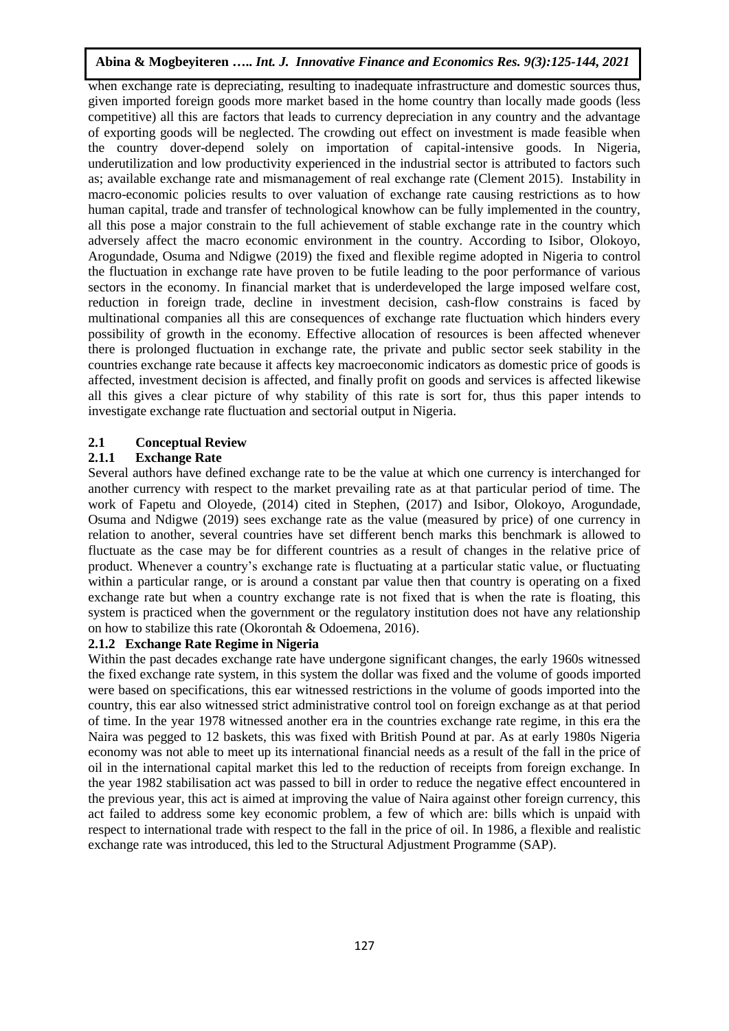when exchange rate is depreciating, resulting to inadequate infrastructure and domestic sources thus, given imported foreign goods more market based in the home country than locally made goods (less competitive) all this are factors that leads to currency depreciation in any country and the advantage of exporting goods will be neglected. The crowding out effect on investment is made feasible when the country dover-depend solely on importation of capital-intensive goods. In Nigeria, underutilization and low productivity experienced in the industrial sector is attributed to factors such as; available exchange rate and mismanagement of real exchange rate (Clement 2015). Instability in macro-economic policies results to over valuation of exchange rate causing restrictions as to how human capital, trade and transfer of technological knowhow can be fully implemented in the country, all this pose a major constrain to the full achievement of stable exchange rate in the country which adversely affect the macro economic environment in the country. According to Isibor, Olokoyo, Arogundade, Osuma and Ndigwe (2019) the fixed and flexible regime adopted in Nigeria to control the fluctuation in exchange rate have proven to be futile leading to the poor performance of various sectors in the economy. In financial market that is underdeveloped the large imposed welfare cost, reduction in foreign trade, decline in investment decision, cash-flow constrains is faced by multinational companies all this are consequences of exchange rate fluctuation which hinders every possibility of growth in the economy. Effective allocation of resources is been affected whenever there is prolonged fluctuation in exchange rate, the private and public sector seek stability in the countries exchange rate because it affects key macroeconomic indicators as domestic price of goods is affected, investment decision is affected, and finally profit on goods and services is affected likewise all this gives a clear picture of why stability of this rate is sort for, thus this paper intends to investigate exchange rate fluctuation and sectorial output in Nigeria.

## 2.1 Conceptual Review

### 2.1.1 Exchange Rate

Several authors have defined exchange rate to be the value at which one currency is interchanged for another currency with respect to the market prevailing rate as at that particular period of time. The work of Fapetu and Oloyede, (2014) cited in Stephen, (2017) and Isibor, Olokoyo, Arogundade, Osuma and Ndigwe (2019) sees exchange rate as the value (measured by price) of one currency in relation to another, several countries have set different bench marks this benchmark is allowed to fluctuate as the case may be for different countries as a result of changes in the relative price of product. Whenever a country's exchange rate is fluctuating at a particular static value, or fluctuating within a particular range, or is around a constant par value then that country is operating on a fixed exchange rate but when a country exchange rate is not fixed that is when the rate is floating, this system is practiced when the government or the regulatory institution does not have any relationship on how to stabilize this rate (Okorontah & Odoemena, 2016).

### 2.1.2 Exchange Rate Regime in Nigeria

Within the past decades exchange rate have undergone significant changes, the early 1960s witnessed the fixed exchange rate system, in this system the dollar was fixed and the volume of goods imported were based on specifications, this ear witnessed restrictions in the volume of goods imported into the country, this ear also witnessed strict administrative control tool on foreign exchange as at that period of time. In the year 1978 witnessed another era in the countries exchange rate regime, in this era the Naira was pegged to 12 baskets, this was fixed with British Pound at par. As at early 1980s Nigeria economy was not able to meet up its international financial needs as a result of the fall in the price of oil in the international capital market this led to the reduction of receipts from foreign exchange. In the year 1982 stabilisation act was passed to bill in order to reduce the negative effect encountered in the previous year, this act is aimed at improving the value of Naira against other foreign currency, this act failed to address some key economic problem, a few of which are: bills which is unpaid with respect to international trade with respect to the fall in the price of oil. In 1986, a flexible and realistic exchange rate was introduced, this led to the Structural Adjustment Programme (SAP).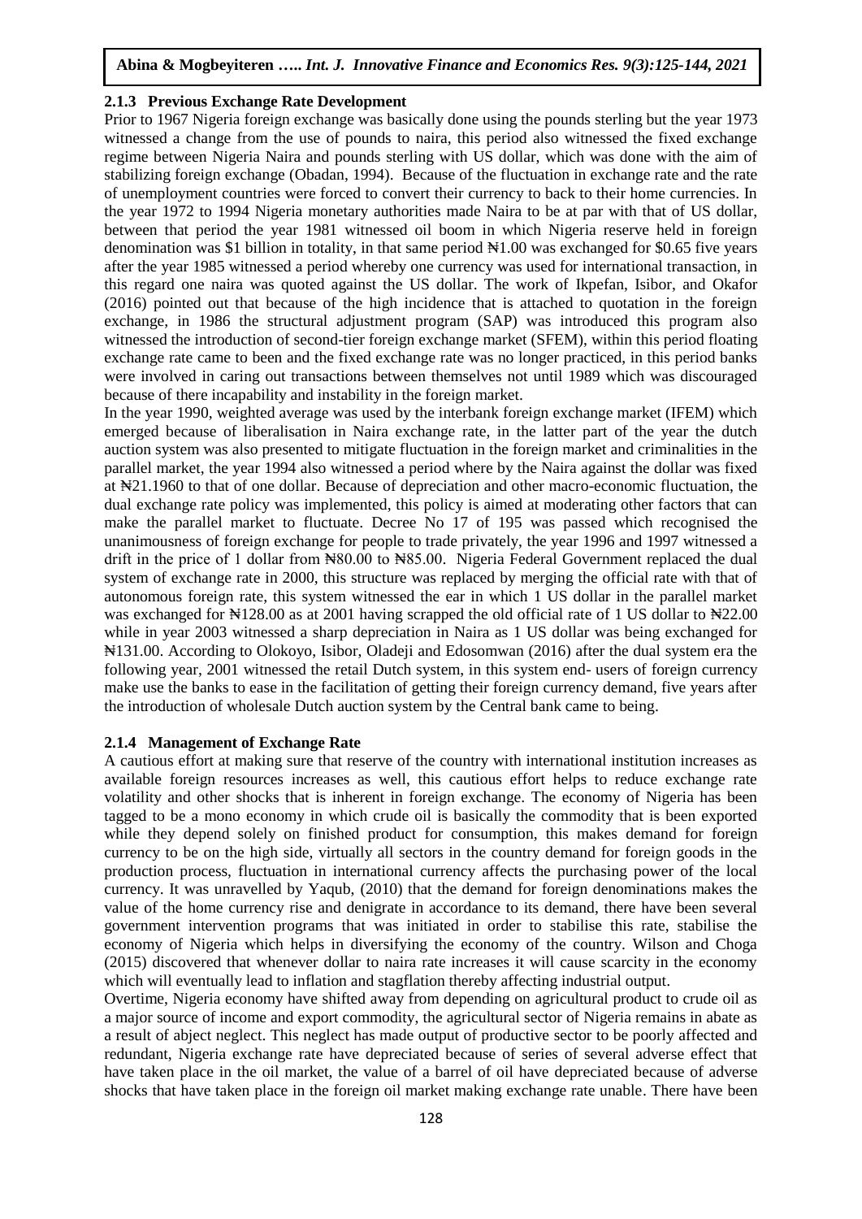### 2.1.3 Previous Exchange Rate Development

Prior to 1967 Nigeria foreign exchange was basically done using the pounds sterling but the year 1973 witnessed a change from the use of pounds to naira, this period also witnessed the fixed exchange regime between Nigeria Naira and pounds sterling with US dollar, which was done with the aim of stabilizing foreign exchange (Obadan, 1994). Because of the fluctuation in exchange rate and the rate of unemployment countries were forced to convert their currency to back to their home currencies. In the year 1972 to 1994 Nigeria monetary authorities made Naira to be at par with that of US dollar, between that period the year 1981 witnessed oil boom in which Nigeria reserve held in foreign denomination was $1 billion in totality, in that same period ₦1.00 was exchanged for $0.65 five years after the year 1985 witnessed a period whereby one currency was used for international transaction, in this regard one naira was quoted against the US dollar. The work of Ikpefan, Isibor, and Okafor (2016) pointed out that because of the high incidence that is attached to quotation in the foreign exchange, in 1986 the structural adjustment program (SAP) was introduced this program also witnessed the introduction of second-tier foreign exchange market (SFEM), within this period floating exchange rate came to been and the fixed exchange rate was no longer practiced, in this period banks were involved in caring out transactions between themselves not until 1989 which was discouraged because of there incapability and instability in the foreign market.

In the year 1990, weighted average was used by the interbank foreign exchange market (IFEM) which emerged because of liberalisation in Naira exchange rate, in the latter part of the year the dutch auction system was also presented to mitigate fluctuation in the foreign market and criminalities in the parallel market, the year 1994 also witnessed a period where by the Naira against the dollar was fixed at ₦21.1960 to that of one dollar. Because of depreciation and other macro-economic fluctuation, the dual exchange rate policy was implemented, this policy is aimed at moderating other factors that can make the parallel market to fluctuate. Decree No 17 of 195 was passed which recognised the unanimousness of foreign exchange for people to trade privately, the year 1996 and 1997 witnessed a drift in the price of 1 dollar from ₦80.00 to ₦85.00. Nigeria Federal Government replaced the dual system of exchange rate in 2000, this structure was replaced by merging the official rate with that of autonomous foreign rate, this system witnessed the ear in which 1 US dollar in the parallel market was exchanged for ₦128.00 as at 2001 having scrapped the old official rate of 1 US dollar to ₦22.00 while in year 2003 witnessed a sharp depreciation in Naira as 1 US dollar was being exchanged for ₦131.00. According to Olokoyo, Isibor, Oladeji and Edosomwan (2016) after the dual system era the following year, 2001 witnessed the retail Dutch system, in this system end- users of foreign currency make use the banks to ease in the facilitation of getting their foreign currency demand, five years after the introduction of wholesale Dutch auction system by the Central bank came to being.

### 2.1.4 Management of Exchange Rate

A cautious effort at making sure that reserve of the country with international institution increases as available foreign resources increases as well, this cautious effort helps to reduce exchange rate volatility and other shocks that is inherent in foreign exchange. The economy of Nigeria has been tagged to be a mono economy in which crude oil is basically the commodity that is been exported while they depend solely on finished product for consumption, this makes demand for foreign currency to be on the high side, virtually all sectors in the country demand for foreign goods in the production process, fluctuation in international currency affects the purchasing power of the local currency. It was unravelled by Yaqub, (2010) that the demand for foreign denominations makes the value of the home currency rise and denigrate in accordance to its demand, there have been several government intervention programs that was initiated in order to stabilise this rate, stabilise the economy of Nigeria which helps in diversifying the economy of the country. Wilson and Choga (2015) discovered that whenever dollar to naira rate increases it will cause scarcity in the economy which will eventually lead to inflation and stagflation thereby affecting industrial output.

Overtime, Nigeria economy have shifted away from depending on agricultural product to crude oil as a major source of income and export commodity, the agricultural sector of Nigeria remains in abate as a result of abject neglect. This neglect has made output of productive sector to be poorly affected and redundant, Nigeria exchange rate have depreciated because of series of several adverse effect that have taken place in the oil market, the value of a barrel of oil have depreciated because of adverse shocks that have taken place in the foreign oil market making exchange rate unable. There have been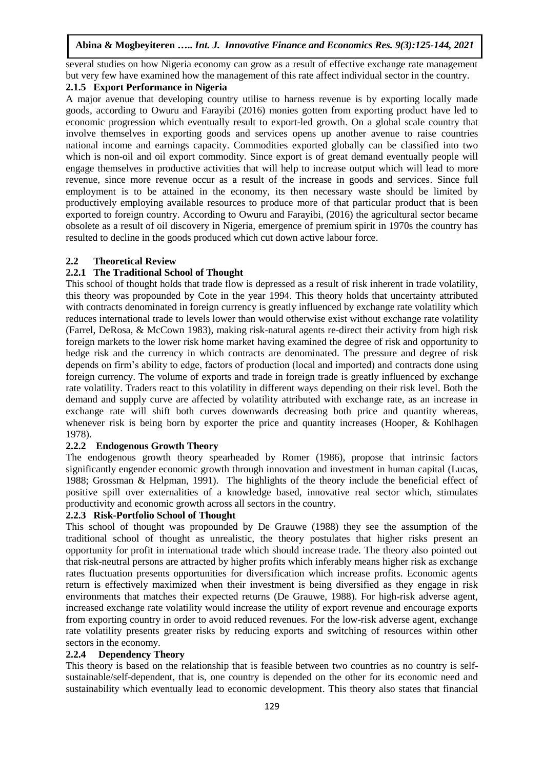several studies on how Nigeria economy can grow as a result of effective exchange rate management but very few have examined how the management of this rate affect individual sector in the country.

### 2.1.5 Export Performance in Nigeria

A major avenue that developing country utilise to harness revenue is by exporting locally made goods, according to Owuru and Farayibi (2016) monies gotten from exporting product have led to economic progression which eventually result to export-led growth. On a global scale country that involve themselves in exporting goods and services opens up another avenue to raise countries national income and earnings capacity. Commodities exported globally can be classified into two which is non-oil and oil export commodity. Since export is of great demand eventually people will engage themselves in productive activities that will help to increase output which will lead to more revenue, since more revenue occur as a result of the increase in goods and services. Since full employment is to be attained in the economy, its then necessary waste should be limited by productively employing available resources to produce more of that particular product that is been exported to foreign country. According to Owuru and Farayibi, (2016) the agricultural sector became obsolete as a result of oil discovery in Nigeria, emergence of premium spirit in 1970s the country has resulted to decline in the goods produced which cut down active labour force.

## 2.2 Theoretical Review

### 2.2.1 The Traditional School of Thought

This school of thought holds that trade flow is depressed as a result of risk inherent in trade volatility, this theory was propounded by Cote in the year 1994. This theory holds that uncertainty attributed with contracts denominated in foreign currency is greatly influenced by exchange rate volatility which reduces international trade to levels lower than would otherwise exist without exchange rate volatility (Farrel, DeRosa, & McCown 1983), making risk-natural agents re-direct their activity from high risk foreign markets to the lower risk home market having examined the degree of risk and opportunity to hedge risk and the currency in which contracts are denominated. The pressure and degree of risk depends on firm's ability to edge, factors of production (local and imported) and contracts done using foreign currency. The volume of exports and trade in foreign trade is greatly influenced by exchange rate volatility. Traders react to this volatility in different ways depending on their risk level. Both the demand and supply curve are affected by volatility attributed with exchange rate, as an increase in exchange rate will shift both curves downwards decreasing both price and quantity whereas, whenever risk is being born by exporter the price and quantity increases (Hooper, & Kohlhagen 1978).

### 2.2.2 Endogenous Growth Theory

The endogenous growth theory spearheaded by Romer (1986), propose that intrinsic factors significantly engender economic growth through innovation and investment in human capital (Lucas, 1988; Grossman & Helpman, 1991). The highlights of the theory include the beneficial effect of positive spill over externalities of a knowledge based, innovative real sector which, stimulates productivity and economic growth across all sectors in the country.

### 2.2.3 Risk-Portfolio School of Thought

This school of thought was propounded by De Grauwe (1988) they see the assumption of the traditional school of thought as unrealistic, the theory postulates that higher risks present an opportunity for profit in international trade which should increase trade. The theory also pointed out that risk-neutral persons are attracted by higher profits which inferably means higher risk as exchange rates fluctuation presents opportunities for diversification which increase profits. Economic agents return is effectively maximized when their investment is being diversified as they engage in risk environments that matches their expected returns (De Grauwe, 1988). For high-risk adverse agent, increased exchange rate volatility would increase the utility of export revenue and encourage exports from exporting country in order to avoid reduced revenues. For the low-risk adverse agent, exchange rate volatility presents greater risks by reducing exports and switching of resources within other sectors in the economy.

### 2.2.4 Dependency Theory

This theory is based on the relationship that is feasible between two countries as no country is self-sustainable/self-dependent, that is, one country is depended on the other for its economic need and sustainability which eventually lead to economic development. This theory also states that financial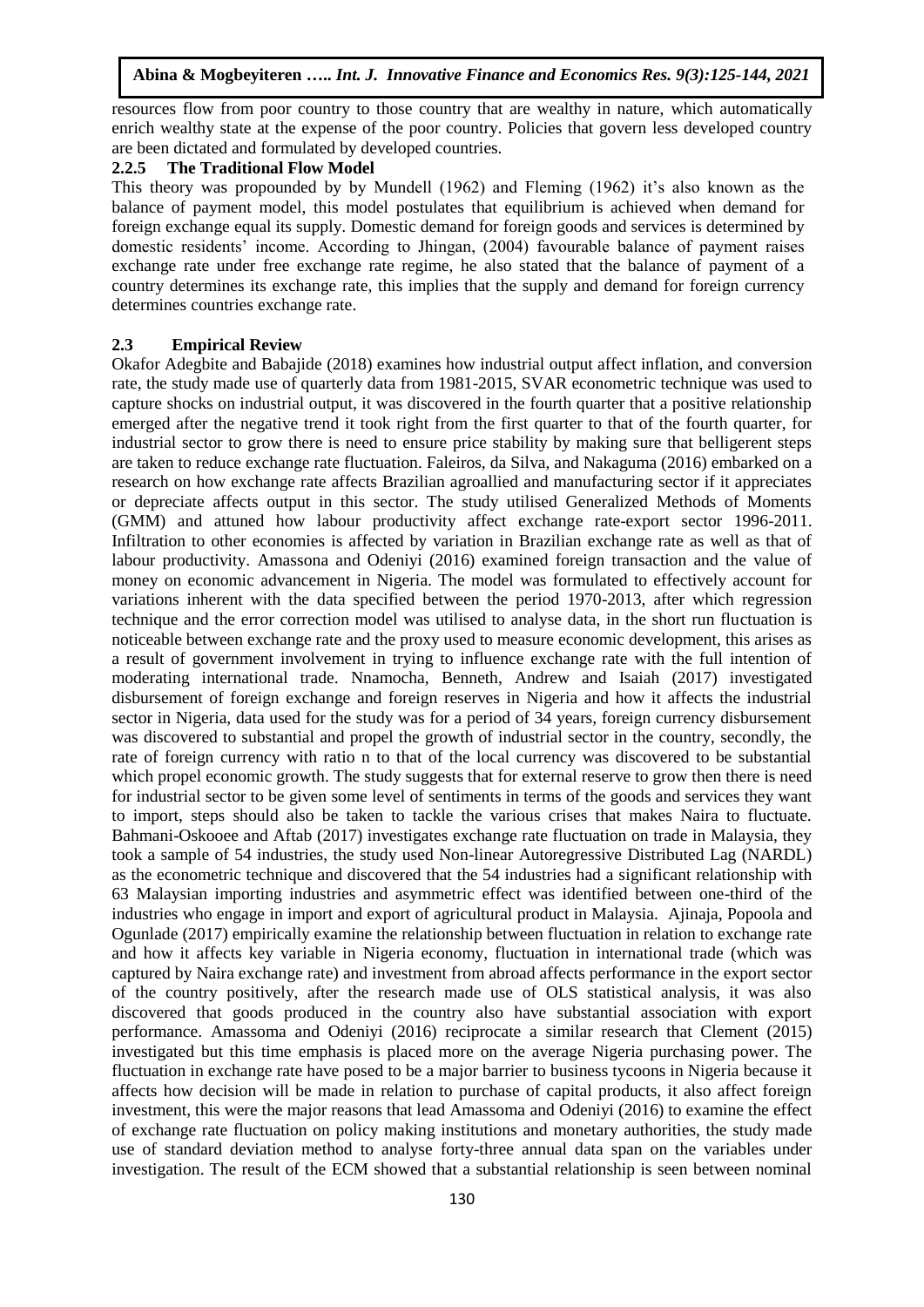resources flow from poor country to those country that are wealthy in nature, which automatically enrich wealthy state at the expense of the poor country. Policies that govern less developed country are been dictated and formulated by developed countries.

### 2.2.5 The Traditional Flow Model

This theory was propounded by by Mundell (1962) and Fleming (1962) it's also known as the balance of payment model, this model postulates that equilibrium is achieved when demand for foreign exchange equal its supply. Domestic demand for foreign goods and services is determined by domestic residents' income. According to Jhingan, (2004) favourable balance of payment raises exchange rate under free exchange rate regime, he also stated that the balance of payment of a country determines its exchange rate, this implies that the supply and demand for foreign currency determines countries exchange rate.

## 2.3 Empirical Review

Okafor Adegbite and Babajide (2018) examines how industrial output affect inflation, and conversion rate, the study made use of quarterly data from 1981-2015, SVAR econometric technique was used to capture shocks on industrial output, it was discovered in the fourth quarter that a positive relationship emerged after the negative trend it took right from the first quarter to that of the fourth quarter, for industrial sector to grow there is need to ensure price stability by making sure that belligerent steps are taken to reduce exchange rate fluctuation. Faleiros, da Silva, and Nakaguma (2016) embarked on a research on how exchange rate affects Brazilian agroallied and manufacturing sector if it appreciates or depreciate affects output in this sector. The study utilised Generalized Methods of Moments (GMM) and attuned how labour productivity affect exchange rate-export sector 1996-2011. Infiltration to other economies is affected by variation in Brazilian exchange rate as well as that of labour productivity. Amassona and Odeniyi (2016) examined foreign transaction and the value of money on economic advancement in Nigeria. The model was formulated to effectively account for variations inherent with the data specified between the period 1970-2013, after which regression technique and the error correction model was utilised to analyse data, in the short run fluctuation is noticeable between exchange rate and the proxy used to measure economic development, this arises as a result of government involvement in trying to influence exchange rate with the full intention of moderating international trade. Nnamocha, Benneth, Andrew and Isaiah (2017) investigated disbursement of foreign exchange and foreign reserves in Nigeria and how it affects the industrial sector in Nigeria, data used for the study was for a period of 34 years, foreign currency disbursement was discovered to substantial and propel the growth of industrial sector in the country, secondly, the rate of foreign currency with ratio n to that of the local currency was discovered to be substantial which propel economic growth. The study suggests that for external reserve to grow then there is need for industrial sector to be given some level of sentiments in terms of the goods and services they want to import, steps should also be taken to tackle the various crises that makes Naira to fluctuate. Bahmani-Oskooee and Aftab (2017) investigates exchange rate fluctuation on trade in Malaysia, they took a sample of 54 industries, the study used Non-linear Autoregressive Distributed Lag (NARDL) as the econometric technique and discovered that the 54 industries had a significant relationship with 63 Malaysian importing industries and asymmetric effect was identified between one-third of the industries who engage in import and export of agricultural product in Malaysia. Ajinaja, Popoola and Ogunlade (2017) empirically examine the relationship between fluctuation in relation to exchange rate and how it affects key variable in Nigeria economy, fluctuation in international trade (which was captured by Naira exchange rate) and investment from abroad affects performance in the export sector of the country positively, after the research made use of OLS statistical analysis, it was also discovered that goods produced in the country also have substantial association with export performance. Amassoma and Odeniyi (2016) reciprocate a similar research that Clement (2015) investigated but this time emphasis is placed more on the average Nigeria purchasing power. The fluctuation in exchange rate have posed to be a major barrier to business tycoons in Nigeria because it affects how decision will be made in relation to purchase of capital products, it also affect foreign investment, this were the major reasons that lead Amassoma and Odeniyi (2016) to examine the effect of exchange rate fluctuation on policy making institutions and monetary authorities, the study made use of standard deviation method to analyse forty-three annual data span on the variables under investigation. The result of the ECM showed that a substantial relationship is seen between nominal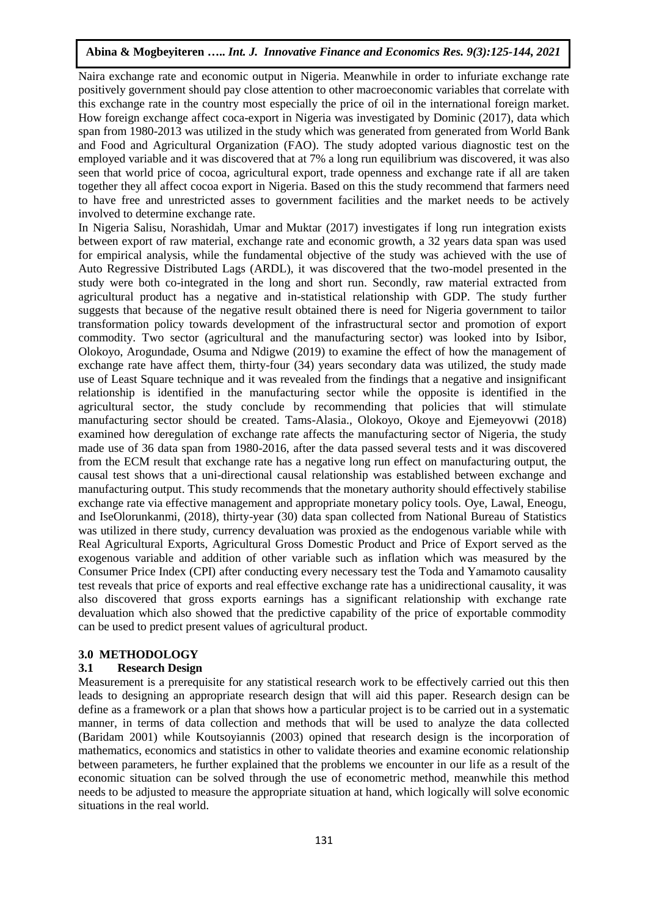Naira exchange rate and economic output in Nigeria. Meanwhile in order to infuriate exchange rate positively government should pay close attention to other macroeconomic variables that correlate with this exchange rate in the country most especially the price of oil in the international foreign market. How foreign exchange affect coca-export in Nigeria was investigated by Dominic (2017), data which span from 1980-2013 was utilized in the study which was generated from generated from World Bank and Food and Agricultural Organization (FAO). The study adopted various diagnostic test on the employed variable and it was discovered that at 7% a long run equilibrium was discovered, it was also seen that world price of cocoa, agricultural export, trade openness and exchange rate if all are taken together they all affect cocoa export in Nigeria. Based on this the study recommend that farmers need to have free and unrestricted asses to government facilities and the market needs to be actively involved to determine exchange rate.

In Nigeria Salisu, Norashidah, Umar and Muktar (2017) investigates if long run integration exists between export of raw material, exchange rate and economic growth, a 32 years data span was used for empirical analysis, while the fundamental objective of the study was achieved with the use of Auto Regressive Distributed Lags (ARDL), it was discovered that the two-model presented in the study were both co-integrated in the long and short run. Secondly, raw material extracted from agricultural product has a negative and in-statistical relationship with GDP. The study further suggests that because of the negative result obtained there is need for Nigeria government to tailor transformation policy towards development of the infrastructural sector and promotion of export commodity. Two sector (agricultural and the manufacturing sector) was looked into by Isibor, Olokoyo, Arogundade, Osuma and Ndigwe (2019) to examine the effect of how the management of exchange rate have affect them, thirty-four (34) years secondary data was utilized, the study made use of Least Square technique and it was revealed from the findings that a negative and insignificant relationship is identified in the manufacturing sector while the opposite is identified in the agricultural sector, the study conclude by recommending that policies that will stimulate manufacturing sector should be created. Tams-Alasia., Olokoyo, Okoye and Ejemeyovwi (2018) examined how deregulation of exchange rate affects the manufacturing sector of Nigeria, the study made use of 36 data span from 1980-2016, after the data passed several tests and it was discovered from the ECM result that exchange rate has a negative long run effect on manufacturing output, the causal test shows that a uni-directional causal relationship was established between exchange and manufacturing output. This study recommends that the monetary authority should effectively stabilise exchange rate via effective management and appropriate monetary policy tools. Oye, Lawal, Eneogu, and IseOlorunkanmi, (2018), thirty-year (30) data span collected from National Bureau of Statistics was utilized in there study, currency devaluation was proxied as the endogenous variable while with Real Agricultural Exports, Agricultural Gross Domestic Product and Price of Export served as the exogenous variable and addition of other variable such as inflation which was measured by the Consumer Price Index (CPI) after conducting every necessary test the Toda and Yamamoto causality test reveals that price of exports and real effective exchange rate has a unidirectional causality, it was also discovered that gross exports earnings has a significant relationship with exchange rate devaluation which also showed that the predictive capability of the price of exportable commodity can be used to predict present values of agricultural product.

## 3.0 METHODOLOGY

### 3.1 Research Design

Measurement is a prerequisite for any statistical research work to be effectively carried out this then leads to designing an appropriate research design that will aid this paper. Research design can be define as a framework or a plan that shows how a particular project is to be carried out in a systematic manner, in terms of data collection and methods that will be used to analyze the data collected (Baridam 2001) while Koutsoyiannis (2003) opined that research design is the incorporation of mathematics, economics and statistics in other to validate theories and examine economic relationship between parameters, he further explained that the problems we encounter in our life as a result of the economic situation can be solved through the use of econometric method, meanwhile this method needs to be adjusted to measure the appropriate situation at hand, which logically will solve economic situations in the real world.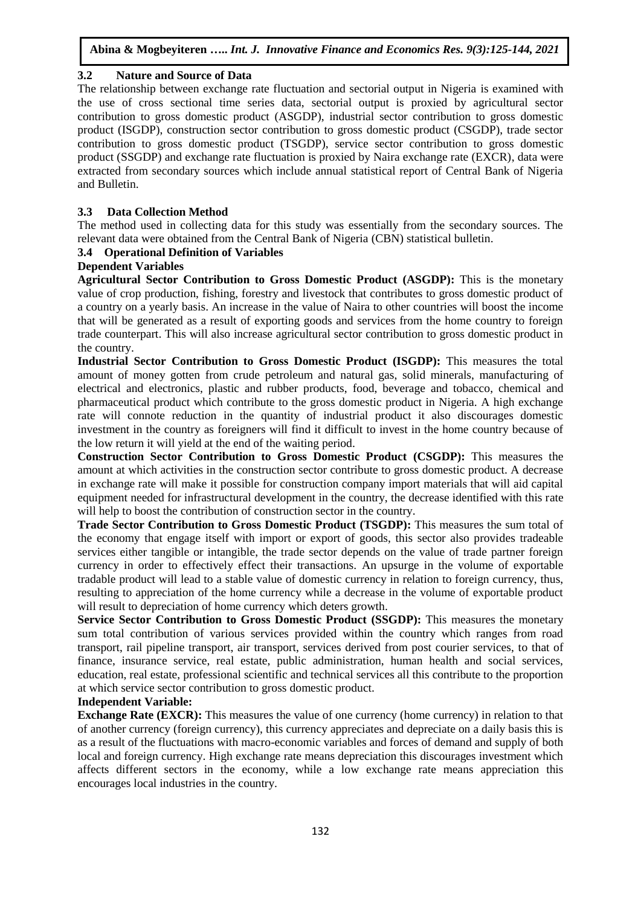### 3.2 Nature and Source of Data

The relationship between exchange rate fluctuation and sectorial output in Nigeria is examined with the use of cross sectional time series data, sectorial output is proxied by agricultural sector contribution to gross domestic product (ASGDP), industrial sector contribution to gross domestic product (ISGDP), construction sector contribution to gross domestic product (CSGDP), trade sector contribution to gross domestic product (TSGDP), service sector contribution to gross domestic product (SSGDP) and exchange rate fluctuation is proxied by Naira exchange rate (EXCR), data were extracted from secondary sources which include annual statistical report of Central Bank of Nigeria and Bulletin.

### 3.3 Data Collection Method

The method used in collecting data for this study was essentially from the secondary sources. The relevant data were obtained from the Central Bank of Nigeria (CBN) statistical bulletin.

### 3.4 Operational Definition of Variables

**Dependent Variables**

**Agricultural Sector Contribution to Gross Domestic Product (ASGDP):** This is the monetary value of crop production, fishing, forestry and livestock that contributes to gross domestic product of a country on a yearly basis. An increase in the value of Naira to other countries will boost the income that will be generated as a result of exporting goods and services from the home country to foreign trade counterpart. This will also increase agricultural sector contribution to gross domestic product in the country.

**Industrial Sector Contribution to Gross Domestic Product (ISGDP):** This measures the total amount of money gotten from crude petroleum and natural gas, solid minerals, manufacturing of electrical and electronics, plastic and rubber products, food, beverage and tobacco, chemical and pharmaceutical product which contribute to the gross domestic product in Nigeria. A high exchange rate will connote reduction in the quantity of industrial product it also discourages domestic investment in the country as foreigners will find it difficult to invest in the home country because of the low return it will yield at the end of the waiting period.

**Construction Sector Contribution to Gross Domestic Product (CSGDP):** This measures the amount at which activities in the construction sector contribute to gross domestic product. A decrease in exchange rate will make it possible for construction company import materials that will aid capital equipment needed for infrastructural development in the country, the decrease identified with this rate will help to boost the contribution of construction sector in the country.

**Trade Sector Contribution to Gross Domestic Product (TSGDP):** This measures the sum total of the economy that engage itself with import or export of goods, this sector also provides tradeable services either tangible or intangible, the trade sector depends on the value of trade partner foreign currency in order to effectively effect their transactions. An upsurge in the volume of exportable tradable product will lead to a stable value of domestic currency in relation to foreign currency, thus, resulting to appreciation of the home currency while a decrease in the volume of exportable product will result to depreciation of home currency which deters growth.

**Service Sector Contribution to Gross Domestic Product (SSGDP):** This measures the monetary sum total contribution of various services provided within the country which ranges from road transport, rail pipeline transport, air transport, services derived from post courier services, to that of finance, insurance service, real estate, public administration, human health and social services, education, real estate, professional scientific and technical services all this contribute to the proportion at which service sector contribution to gross domestic product.

**Independent Variable:**

**Exchange Rate (EXCR):** This measures the value of one currency (home currency) in relation to that of another currency (foreign currency), this currency appreciates and depreciate on a daily basis this is as a result of the fluctuations with macro-economic variables and forces of demand and supply of both local and foreign currency. High exchange rate means depreciation this discourages investment which affects different sectors in the economy, while a low exchange rate means appreciation this encourages local industries in the country.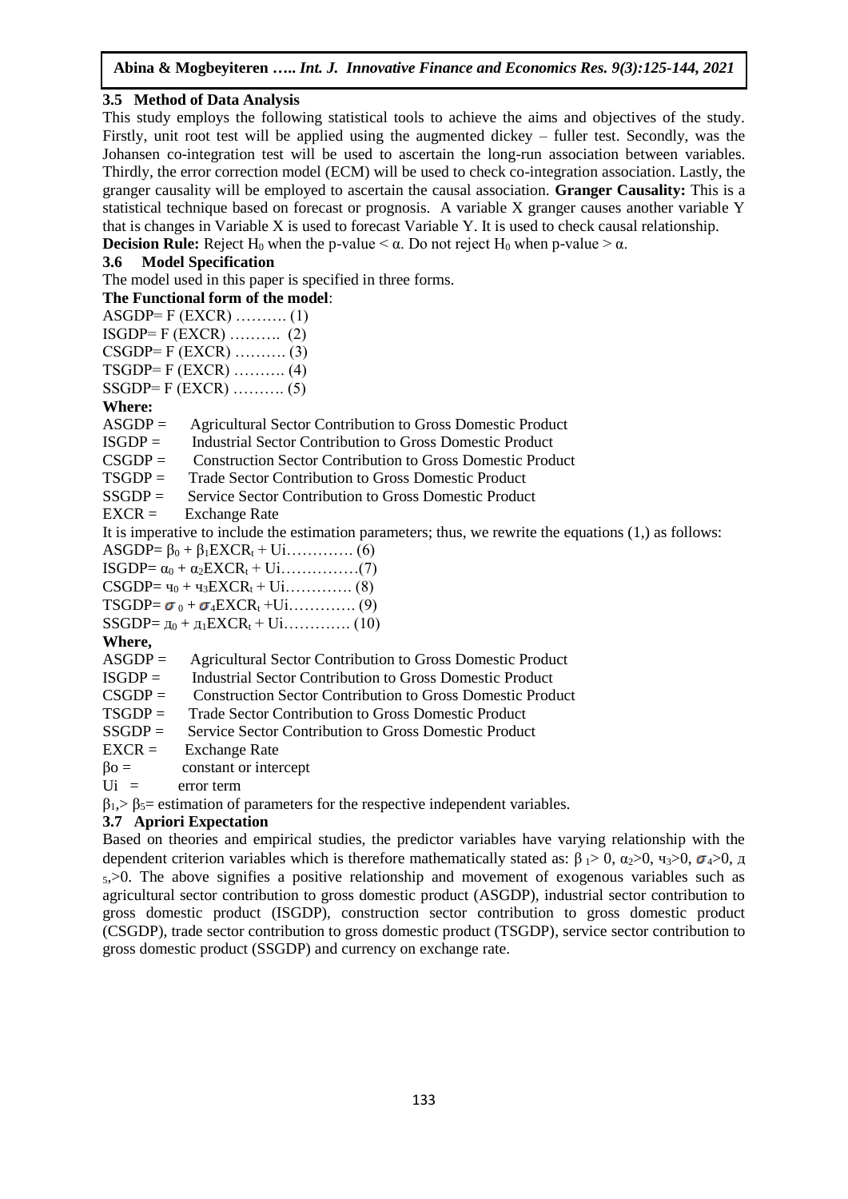### 3.5 Method of Data Analysis

This study employs the following statistical tools to achieve the aims and objectives of the study. Firstly, unit root test will be applied using the augmented dickey – fuller test. Secondly, was the Johansen co-integration test will be used to ascertain the long-run association between variables. Thirdly, the error correction model (ECM) will be used to check co-integration association. Lastly, the granger causality will be employed to ascertain the causal association. **Granger Causality:** This is a statistical technique based on forecast or prognosis. A variable X granger causes another variable Y that is changes in Variable X is used to forecast Variable Y. It is used to check causal relationship.

**Decision Rule:** Reject $H_0$ when the p-value < $\alpha$. Do not reject $H_0$ when p-value > $\alpha$.

### 3.6 Model Specification

The model used in this paper is specified in three forms.

**The Functional form of the model**:

ASGDP= F (EXCR) ………. (1)

ISGDP= F (EXCR) ………. (2)

CSGDP= F (EXCR) ………. (3)

TSGDP= F (EXCR) ………. (4)

SSGDP= F (EXCR) ………. (5)

**Where:**

ASGDP = Agricultural Sector Contribution to Gross Domestic Product

ISGDP = Industrial Sector Contribution to Gross Domestic Product

CSGDP = Construction Sector Contribution to Gross Domestic Product

TSGDP = Trade Sector Contribution to Gross Domestic Product

SSGDP = Service Sector Contribution to Gross Domestic Product

EXCR = Exchange Rate

It is imperative to include the estimation parameters; thus, we rewrite the equations (1,) as follows:

$ASGDP= \beta_0 + \beta_1 EXCR_t + Ui$…………. (6)

$ISGDP= \alpha_0 + \alpha_2 EXCR_t + Ui$……………(7)

$CSGDP= ч_0 + ч_3 EXCR_t + Ui$…………. (8)

$TSGDP= \sigma_0 + \sigma_4 EXCR_t + Ui$…………. (9)

$SSGDP= д_0 + д_1 EXCR_t + Ui$…………. (10)

**Where,**

ASGDP = Agricultural Sector Contribution to Gross Domestic Product

ISGDP = Industrial Sector Contribution to Gross Domestic Product

CSGDP = Construction Sector Contribution to Gross Domestic Product

TSGDP = Trade Sector Contribution to Gross Domestic Product

SSGDP = Service Sector Contribution to Gross Domestic Product

EXCR = Exchange Rate

$\beta o$ = constant or intercept

Ui = error term

$\beta_1$,> $\beta_5$= estimation of parameters for the respective independent variables.

### 3.7 Apriori Expectation

Based on theories and empirical studies, the predictor variables have varying relationship with the dependent criterion variables which is therefore mathematically stated as: $\beta_1 > 0$, $\alpha_2 > 0$, $ч_3 > 0$, $\sigma_4 > 0$, $д_5$,>0. The above signifies a positive relationship and movement of exogenous variables such as agricultural sector contribution to gross domestic product (ASGDP), industrial sector contribution to gross domestic product (ISGDP), construction sector contribution to gross domestic product (CSGDP), trade sector contribution to gross domestic product (TSGDP), service sector contribution to gross domestic product (SSGDP) and currency on exchange rate.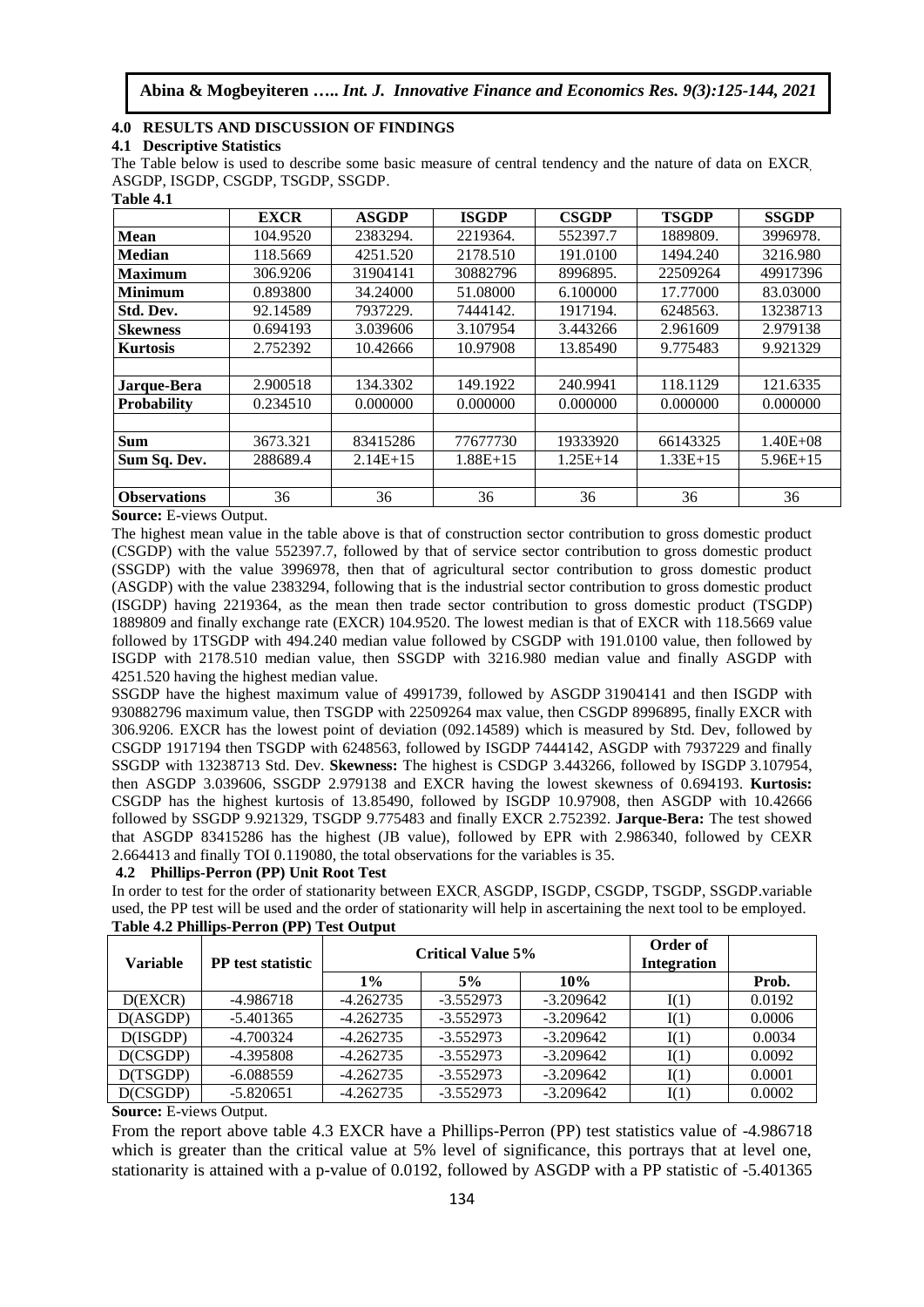## 4.0 RESULTS AND DISCUSSION OF FINDINGS

### 4.1 Descriptive Statistics

The Table below is used to describe some basic measure of central tendency and the nature of data on EXCR, ASGDP, ISGDP, CSGDP, TSGDP, SSGDP.

**Table 4.1**

| | **EXCR** | **ASGDP** | **ISGDP** | **CSGDP** | **TSGDP** | **SSGDP** |
|---|---|---|---|---|---|---|
| **Mean** | 104.9520 | 2383294. | 2219364. | 552397.7 | 1889809. | 3996978. |
| **Median** | 118.5669 | 4251.520 | 2178.510 | 191.0100 | 1494.240 | 3216.980 |
| **Maximum** | 306.9206 | 31904141 | 30882796 | 8996895. | 22509264 | 49917396 |
| **Minimum** | 0.893800 | 34.24000 | 51.08000 | 6.100000 | 17.77000 | 83.03000 |
| **Std. Dev.** | 92.14589 | 7937229. | 7444142. | 1917194. | 6248563. | 13238713 |
| **Skewness** | 0.694193 | 3.039606 | 3.107954 | 3.443266 | 2.961609 | 2.979138 |
| **Kurtosis** | 2.752392 | 10.42666 | 10.97908 | 13.85490 | 9.775483 | 9.921329 |
| | | | | | | |
| **Jarque-Bera** | 2.900518 | 134.3302 | 149.1922 | 240.9941 | 118.1129 | 121.6335 |
| **Probability** | 0.234510 | 0.000000 | 0.000000 | 0.000000 | 0.000000 | 0.000000 |
| | | | | | | |
| **Sum** | 3673.321 | 83415286 | 77677730 | 19333920 | 66143325 | 1.40E+08 |
| **Sum Sq. Dev.** | 288689.4 | 2.14E+15 | 1.88E+15 | 1.25E+14 | 1.33E+15 | 5.96E+15 |
| | | | | | | |
| **Observations** | 36 | 36 | 36 | 36 | 36 | 36 |

**Source:** E-views Output.

The highest mean value in the table above is that of construction sector contribution to gross domestic product (CSGDP) with the value 552397.7, followed by that of service sector contribution to gross domestic product (SSGDP) with the value 3996978, then that of agricultural sector contribution to gross domestic product (ASGDP) with the value 2383294, following that is the industrial sector contribution to gross domestic product (ISGDP) having 2219364, as the mean then trade sector contribution to gross domestic product (TSGDP) 1889809 and finally exchange rate (EXCR) 104.9520. The lowest median is that of EXCR with 118.5669 value followed by 1TSGDP with 494.240 median value followed by CSGDP with 191.0100 value, then followed by ISGDP with 2178.510 median value, then SSGDP with 3216.980 median value and finally ASGDP with 4251.520 having the highest median value.

SSGDP have the highest maximum value of 4991739, followed by ASGDP 31904141 and then ISGDP with 930882796 maximum value, then TSGDP with 22509264 max value, then CSGDP 8996895, finally EXCR with 306.9206. EXCR has the lowest point of deviation (092.14589) which is measured by Std. Dev, followed by CSGDP 1917194 then TSGDP with 6248563, followed by ISGDP 7444142, ASGDP with 7937229 and finally SSGDP with 13238713 Std. Dev. **Skewness:** The highest is CSDGP 3.443266, followed by ISGDP 3.107954, then ASGDP 3.039606, SSGDP 2.979138 and EXCR having the lowest skewness of 0.694193. **Kurtosis:** CSGDP has the highest kurtosis of 13.85490, followed by ISGDP 10.97908, then ASGDP with 10.42666 followed by SSGDP 9.921329, TSGDP 9.775483 and finally EXCR 2.752392. **Jarque-Bera:** The test showed that ASGDP 83415286 has the highest (JB value), followed by EPR with 2.986340, followed by CEXR 2.664413 and finally TOI 0.119080, the total observations for the variables is 35.

### 4.2 Phillips-Perron (PP) Unit Root Test

In order to test for the order of stationarity between EXCR, ASGDP, ISGDP, CSGDP, TSGDP, SSGDP.variable used, the PP test will be used and the order of stationarity will help in ascertaining the next tool to be employed.

**Table 4.2 Phillips-Perron (PP) Test Output**

| Variable | PP test statistic | Critical Value 5% | | | Order of Integration | |
|---|---|---|---|---|---|---|
| | | 1% | 5% | 10% | | Prob. |
| D(EXCR) | -4.986718 | -4.262735 | -3.552973 | -3.209642 | I(1) | 0.0192 |
| D(ASGDP) | -5.401365 | -4.262735 | -3.552973 | -3.209642 | I(1) | 0.0006 |
| D(ISGDP) | -4.700324 | -4.262735 | -3.552973 | -3.209642 | I(1) | 0.0034 |
| D(CSGDP) | -4.395808 | -4.262735 | -3.552973 | -3.209642 | I(1) | 0.0092 |
| D(TSGDP) | -6.088559 | -4.262735 | -3.552973 | -3.209642 | I(1) | 0.0001 |
| D(CSGDP) | -5.820651 | -4.262735 | -3.552973 | -3.209642 | I(1) | 0.0002 |

**Source:** E-views Output.

From the report above table 4.3 EXCR have a Phillips-Perron (PP) test statistics value of -4.986718 which is greater than the critical value at 5% level of significance, this portrays that at level one, stationarity is attained with a p-value of 0.0192, followed by ASGDP with a PP statistic of -5.401365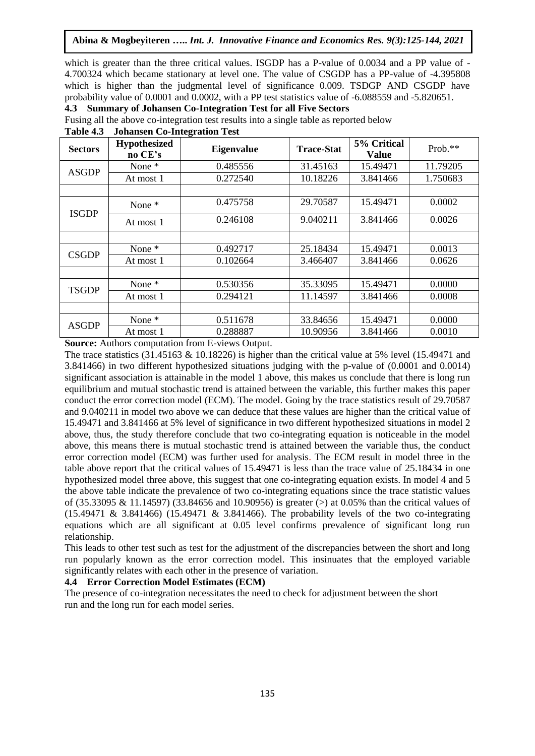which is greater than the three critical values. ISGDP has a P-value of 0.0034 and a PP value of -4.700324 which became stationary at level one. The value of CSGDP has a PP-value of -4.395808 which is higher than the judgmental level of significance 0.009. TSDGP AND CSGDP have probability value of 0.0001 and 0.0002, with a PP test statistics value of -6.088559 and -5.820651.

### 4.3 Summary of Johansen Co-Integration Test for all Five Sectors

Fusing all the above co-integration test results into a single table as reported below

**Table 4.3 Johansen Co-Integration Test**

| Sectors | Hypothesized no CE's | Eigenvalue | Trace-Stat | 5% Critical Value | Prob.** |
|---|---|---|---|---|---|
| ASGDP | None * | 0.485556 | 31.45163 | 15.49471 | 11.79205 |
| | At most 1 | 0.272540 | 10.18226 | 3.841466 | 1.750683 |
| | | | | | |
| ISGDP | None * | 0.475758 | 29.70587 | 15.49471 | 0.0002 |
| | At most 1 | 0.246108 | 9.040211 | 3.841466 | 0.0026 |
| | | | | | |
| CSGDP | None * | 0.492717 | 25.18434 | 15.49471 | 0.0013 |
| | At most 1 | 0.102664 | 3.466407 | 3.841466 | 0.0626 |
| | | | | | |
| TSGDP | None * | 0.530356 | 35.33095 | 15.49471 | 0.0000 |
| | At most 1 | 0.294121 | 11.14597 | 3.841466 | 0.0008 |
| | | | | | |
| ASGDP | None * | 0.511678 | 33.84656 | 15.49471 | 0.0000 |
| | At most 1 | 0.288887 | 10.90956 | 3.841466 | 0.0010 |

**Source:** Authors computation from E-views Output.

The trace statistics (31.45163 & 10.18226) is higher than the critical value at 5% level (15.49471 and 3.841466) in two different hypothesized situations judging with the p-value of (0.0001 and 0.0014) significant association is attainable in the model 1 above, this makes us conclude that there is long run equilibrium and mutual stochastic trend is attained between the variable, this further makes this paper conduct the error correction model (ECM). The model. Going by the trace statistics result of 29.70587 and 9.040211 in model two above we can deduce that these values are higher than the critical value of 15.49471 and 3.841466 at 5% level of significance in two different hypothesized situations in model 2 above, thus, the study therefore conclude that two co-integrating equation is noticeable in the model above, this means there is mutual stochastic trend is attained between the variable thus, the conduct error correction model (ECM) was further used for analysis. The ECM result in model three in the table above report that the critical values of 15.49471 is less than the trace value of 25.18434 in one hypothesized model three above, this suggest that one co-integrating equation exists. In model 4 and 5 the above table indicate the prevalence of two co-integrating equations since the trace statistic values of (35.33095 & 11.14597) (33.84656 and 10.90956) is greater (>) at 0.05% than the critical values of (15.49471 & 3.841466) (15.49471 & 3.841466). The probability levels of the two co-integrating equations which are all significant at 0.05 level confirms prevalence of significant long run relationship.

This leads to other test such as test for the adjustment of the discrepancies between the short and long run popularly known as the error correction model. This insinuates that the employed variable significantly relates with each other in the presence of variation.

### 4.4 Error Correction Model Estimates (ECM)

The presence of co-integration necessitates the need to check for adjustment between the short run and the long run for each model series.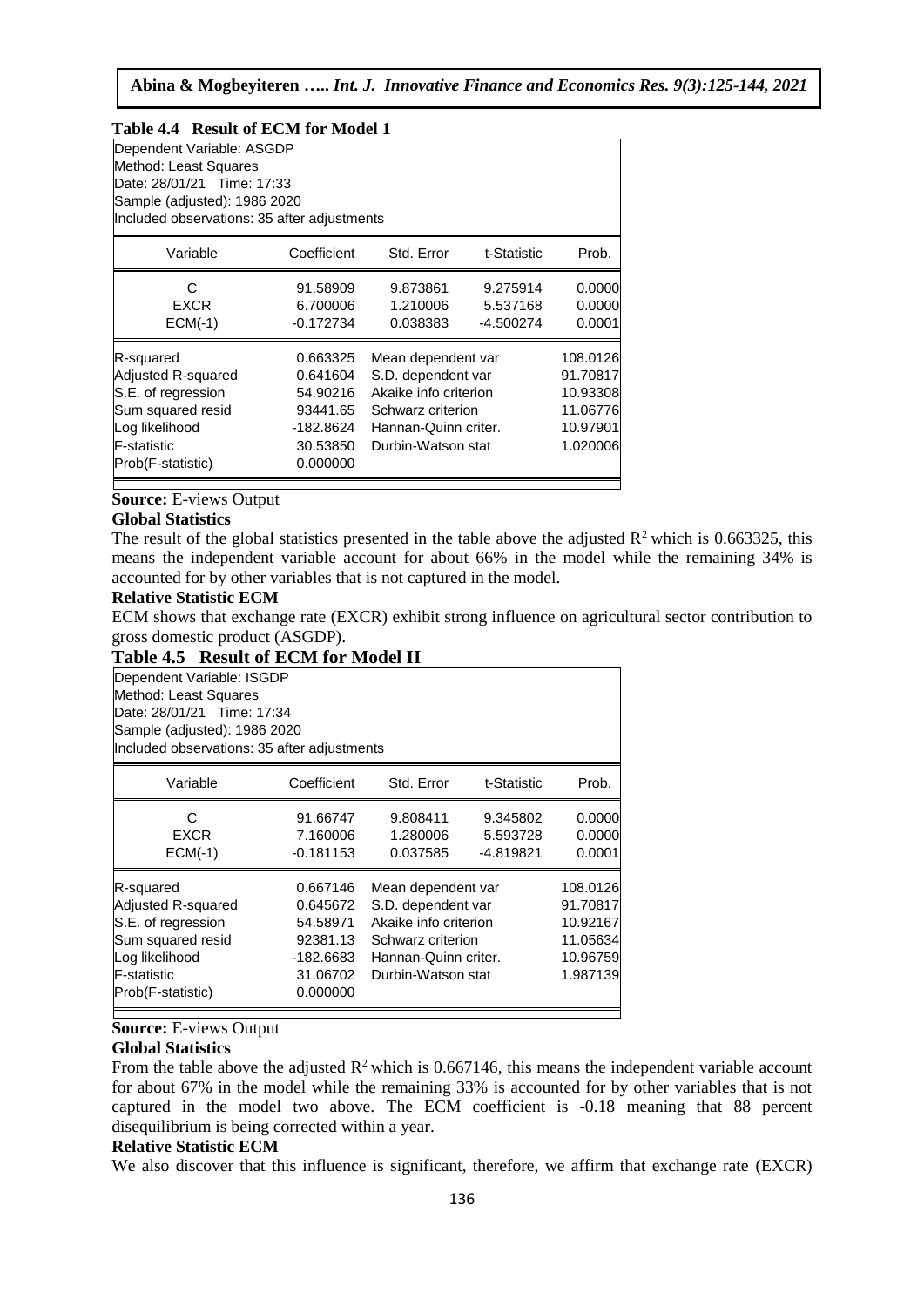**Table 4.4 Result of ECM for Model 1**

Dependent Variable: ASGDP
Method: Least Squares
Date: 28/01/21 Time: 17:33
Sample (adjusted): 1986 2020
Included observations: 35 after adjustments

| Variable | Coefficient | Std. Error | t-Statistic | Prob. |
|---|---|---|---|---|
| C | 91.58909 | 9.873861 | 9.275914 | 0.0000 |
| EXCR | 6.700006 | 1.210006 | 5.537168 | 0.0000 |
| ECM(-1) | -0.172734 | 0.038383 | -4.500274 | 0.0001 |

| | | | |
|---|---|---|---|
| R-squared | 0.663325 | Mean dependent var | 108.0126 |
| Adjusted R-squared | 0.641604 | S.D. dependent var | 91.70817 |
| S.E. of regression | 54.90216 | Akaike info criterion | 10.93308 |
| Sum squared resid | 93441.65 | Schwarz criterion | 11.06776 |
| Log likelihood | -182.8624 | Hannan-Quinn criter. | 10.97901 |
| F-statistic | 30.53850 | Durbin-Watson stat | 1.020006 |
| Prob(F-statistic) | 0.000000 | | |

**Source:** E-views Output

**Global Statistics**

The result of the global statistics presented in the table above the adjusted $R^2$ which is 0.663325, this means the independent variable account for about 66% in the model while the remaining 34% is accounted for by other variables that is not captured in the model.

**Relative Statistic ECM**

ECM shows that exchange rate (EXCR) exhibit strong influence on agricultural sector contribution to gross domestic product (ASGDP).

**Table 4.5 Result of ECM for Model II**

Dependent Variable: ISGDP
Method: Least Squares
Date: 28/01/21 Time: 17:34
Sample (adjusted): 1986 2020
Included observations: 35 after adjustments

| Variable | Coefficient | Std. Error | t-Statistic | Prob. |
|---|---|---|---|---|
| C | 91.66747 | 9.808411 | 9.345802 | 0.0000 |
| EXCR | 7.160006 | 1.280006 | 5.593728 | 0.0000 |
| ECM(-1) | -0.181153 | 0.037585 | -4.819821 | 0.0001 |

| | | | |
|---|---|---|---|
| R-squared | 0.667146 | Mean dependent var | 108.0126 |
| Adjusted R-squared | 0.645672 | S.D. dependent var | 91.70817 |
| S.E. of regression | 54.58971 | Akaike info criterion | 10.92167 |
| Sum squared resid | 92381.13 | Schwarz criterion | 11.05634 |
| Log likelihood | -182.6683 | Hannan-Quinn criter. | 10.96759 |
| F-statistic | 31.06702 | Durbin-Watson stat | 1.987139 |
| Prob(F-statistic) | 0.000000 | | |

**Source:** E-views Output

**Global Statistics**

From the table above the adjusted $R^2$ which is 0.667146, this means the independent variable account for about 67% in the model while the remaining 33% is accounted for by other variables that is not captured in the model two above. The ECM coefficient is -0.18 meaning that 88 percent disequilibrium is being corrected within a year.

**Relative Statistic ECM**

We also discover that this influence is significant, therefore, we affirm that exchange rate (EXCR)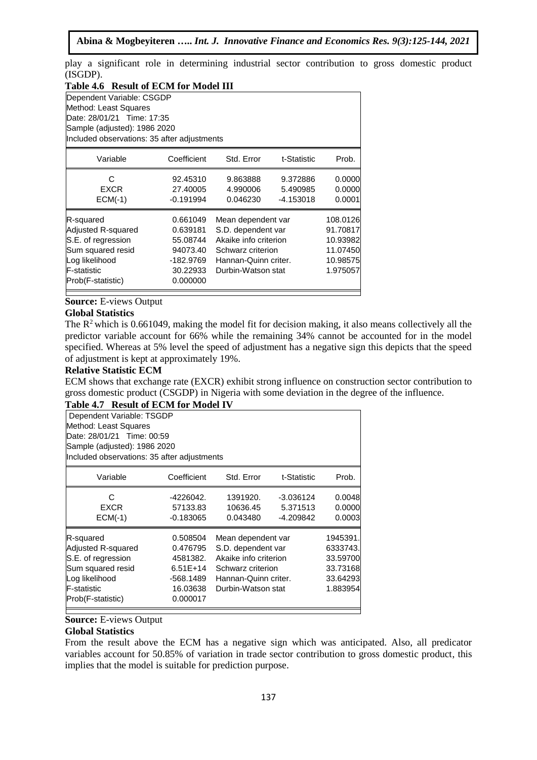play a significant role in determining industrial sector contribution to gross domestic product (ISGDP).

**Table 4.6 Result of ECM for Model III**

Dependent Variable: CSGDP
Method: Least Squares
Date: 28/01/21 Time: 17:35
Sample (adjusted): 1986 2020
Included observations: 35 after adjustments

| Variable | Coefficient | Std. Error | t-Statistic | Prob. |
|---|---|---|---|---|
| C | 92.45310 | 9.863888 | 9.372886 | 0.0000 |
| EXCR | 27.40005 | 4.990006 | 5.490985 | 0.0000 |
| ECM(-1) | -0.191994 | 0.046230 | -4.153018 | 0.0001 |

| | | | |
|---|---|---|---|
| R-squared | 0.661049 | Mean dependent var | 108.0126 |
| Adjusted R-squared | 0.639181 | S.D. dependent var | 91.70817 |
| S.E. of regression | 55.08744 | Akaike info criterion | 10.93982 |
| Sum squared resid | 94073.40 | Schwarz criterion | 11.07450 |
| Log likelihood | -182.9769 | Hannan-Quinn criter. | 10.98575 |
| F-statistic | 30.22933 | Durbin-Watson stat | 1.975057 |
| Prob(F-statistic) | 0.000000 | | |

**Source:** E-views Output

**Global Statistics**

The $R^2$ which is 0.661049, making the model fit for decision making, it also means collectively all the predictor variable account for 66% while the remaining 34% cannot be accounted for in the model specified. Whereas at 5% level the speed of adjustment has a negative sign this depicts that the speed of adjustment is kept at approximately 19%.

**Relative Statistic ECM**

ECM shows that exchange rate (EXCR) exhibit strong influence on construction sector contribution to gross domestic product (CSGDP) in Nigeria with some deviation in the degree of the influence.

**Table 4.7 Result of ECM for Model IV**

Dependent Variable: TSGDP
Method: Least Squares
Date: 28/01/21 Time: 00:59
Sample (adjusted): 1986 2020
Included observations: 35 after adjustments

| Variable | Coefficient | Std. Error | t-Statistic | Prob. |
|---|---|---|---|---|
| C | -4226042. | 1391920. | -3.036124 | 0.0048 |
| EXCR | 57133.83 | 10636.45 | 5.371513 | 0.0000 |
| ECM(-1) | -0.183065 | 0.043480 | -4.209842 | 0.0003 |

| | | | |
|---|---|---|---|
| R-squared | 0.508504 | Mean dependent var | 1945391. |
| Adjusted R-squared | 0.476795 | S.D. dependent var | 6333743. |
| S.E. of regression | 4581382. | Akaike info criterion | 33.59700 |
| Sum squared resid | 6.51E+14 | Schwarz criterion | 33.73168 |
| Log likelihood | -568.1489 | Hannan-Quinn criter. | 33.64293 |
| F-statistic | 16.03638 | Durbin-Watson stat | 1.883954 |
| Prob(F-statistic) | 0.000017 | | |

**Source:** E-views Output

**Global Statistics**

From the result above the ECM has a negative sign which was anticipated. Also, all predicator variables account for 50.85% of variation in trade sector contribution to gross domestic product, this implies that the model is suitable for prediction purpose.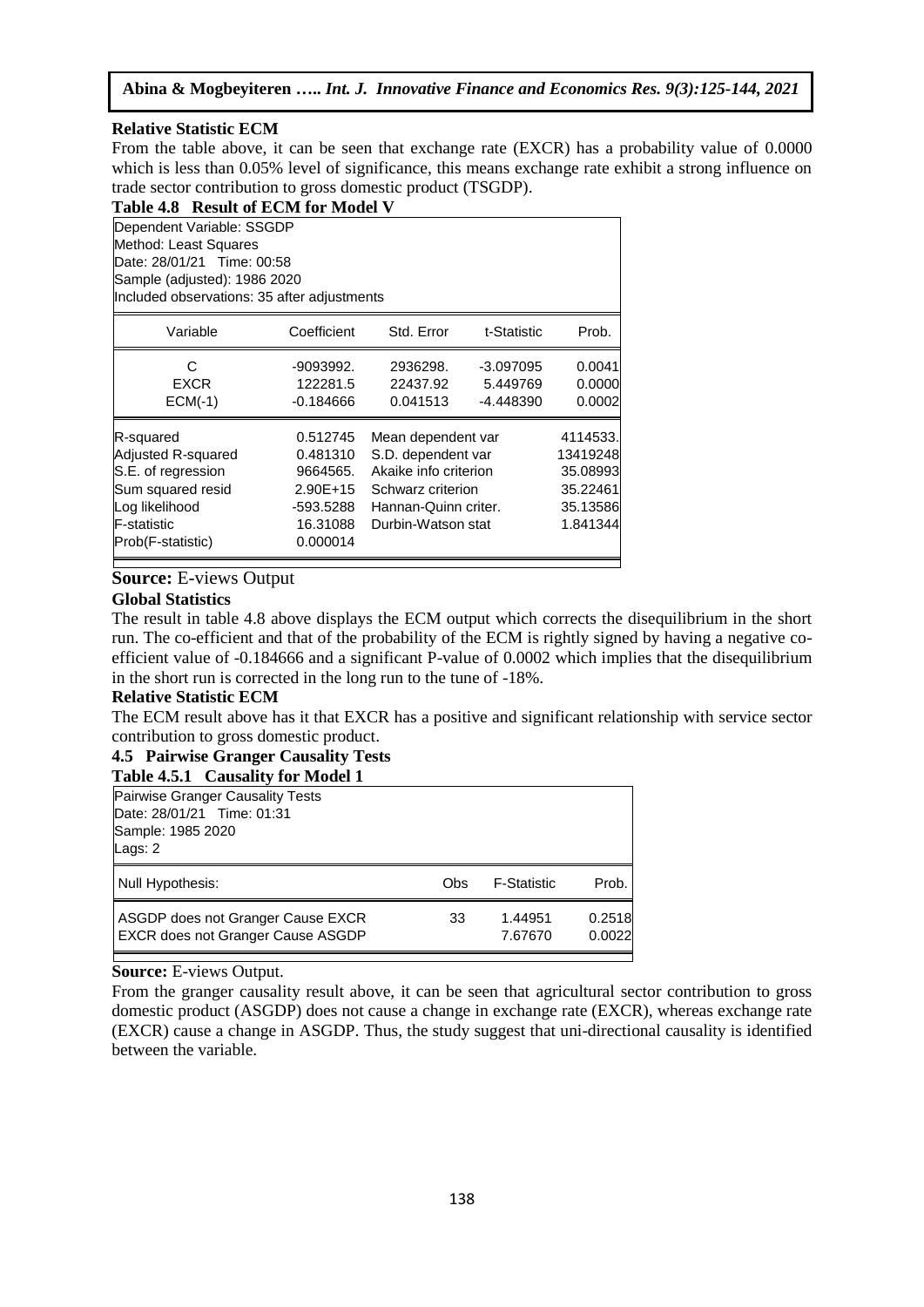**Relative Statistic ECM**

From the table above, it can be seen that exchange rate (EXCR) has a probability value of 0.0000 which is less than 0.05% level of significance, this means exchange rate exhibit a strong influence on trade sector contribution to gross domestic product (TSGDP).

**Table 4.8 Result of ECM for Model V**

Dependent Variable: SSGDP
Method: Least Squares
Date: 28/01/21 Time: 00:58
Sample (adjusted): 1986 2020
Included observations: 35 after adjustments

| Variable | Coefficient | Std. Error | t-Statistic | Prob. |
|---|---|---|---|---|
| C | -9093992. | 2936298. | -3.097095 | 0.0041 |
| EXCR | 122281.5 | 22437.92 | 5.449769 | 0.0000 |
| ECM(-1) | -0.184666 | 0.041513 | -4.448390 | 0.0002 |

| | | | |
|---|---|---|---|
| R-squared | 0.512745 | Mean dependent var | 4114533. |
| Adjusted R-squared | 0.481310 | S.D. dependent var | 13419248 |
| S.E. of regression | 9664565. | Akaike info criterion | 35.08993 |
| Sum squared resid | 2.90E+15 | Schwarz criterion | 35.22461 |
| Log likelihood | -593.5288 | Hannan-Quinn criter. | 35.13586 |
| F-statistic | 16.31088 | Durbin-Watson stat | 1.841344 |
| Prob(F-statistic) | 0.000014 | | |

**Source:** E-views Output

**Global Statistics**

The result in table 4.8 above displays the ECM output which corrects the disequilibrium in the short run. The co-efficient and that of the probability of the ECM is rightly signed by having a negative co-efficient value of -0.184666 and a significant P-value of 0.0002 which implies that the disequilibrium in the short run is corrected in the long run to the tune of -18%.

**Relative Statistic ECM**

The ECM result above has it that EXCR has a positive and significant relationship with service sector contribution to gross domestic product.

## 4.5 Pairwise Granger Causality Tests

**Table 4.5.1 Causality for Model 1**

Pairwise Granger Causality Tests
Date: 28/01/21 Time: 01:31
Sample: 1985 2020
Lags: 2

| Null Hypothesis: | Obs | F-Statistic | Prob. |
|---|---|---|---|
| ASGDP does not Granger Cause EXCR | 33 | 1.44951 | 0.2518 |
| EXCR does not Granger Cause ASGDP | | 7.67670 | 0.0022 |

**Source:** E-views Output.

From the granger causality result above, it can be seen that agricultural sector contribution to gross domestic product (ASGDP) does not cause a change in exchange rate (EXCR), whereas exchange rate (EXCR) cause a change in ASGDP. Thus, the study suggest that uni-directional causality is identified between the variable.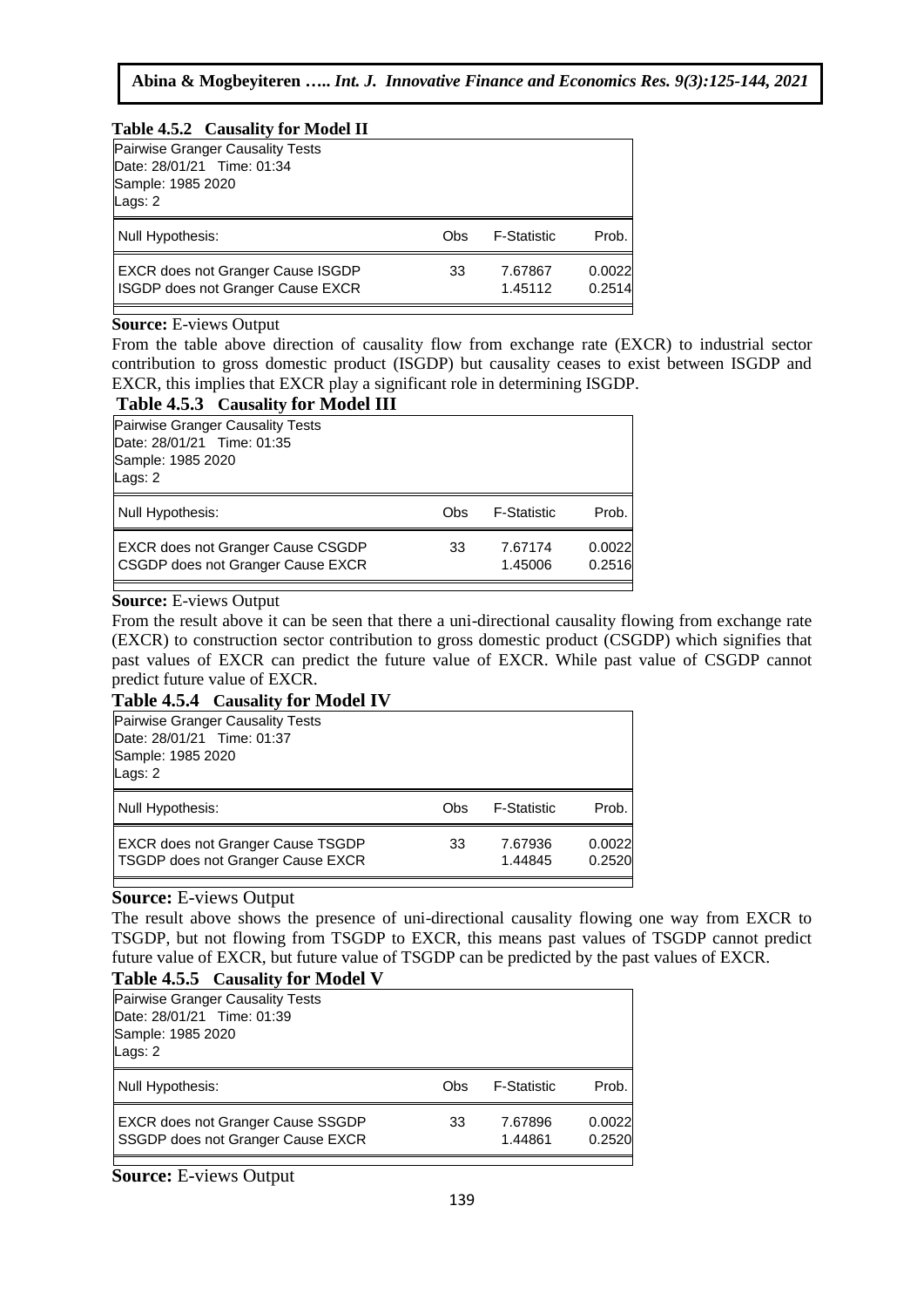**Table 4.5.2 Causality for Model II**

Pairwise Granger Causality Tests
Date: 28/01/21 Time: 01:34
Sample: 1985 2020
Lags: 2

| Null Hypothesis: | Obs | F-Statistic | Prob. |
|---|---|---|---|
| EXCR does not Granger Cause ISGDP | 33 | 7.67867 | 0.0022 |
| ISGDP does not Granger Cause EXCR | | 1.45112 | 0.2514 |

**Source:** E-views Output

From the table above direction of causality flow from exchange rate (EXCR) to industrial sector contribution to gross domestic product (ISGDP) but causality ceases to exist between ISGDP and EXCR, this implies that EXCR play a significant role in determining ISGDP.

**Table 4.5.3 Causality for Model III**

Pairwise Granger Causality Tests
Date: 28/01/21 Time: 01:35
Sample: 1985 2020
Lags: 2

| Null Hypothesis: | Obs | F-Statistic | Prob. |
|---|---|---|---|
| EXCR does not Granger Cause CSGDP | 33 | 7.67174 | 0.0022 |
| CSGDP does not Granger Cause EXCR | | 1.45006 | 0.2516 |

**Source:** E-views Output

From the result above it can be seen that there a uni-directional causality flowing from exchange rate (EXCR) to construction sector contribution to gross domestic product (CSGDP) which signifies that past values of EXCR can predict the future value of EXCR. While past value of CSGDP cannot predict future value of EXCR.

**Table 4.5.4 Causality for Model IV**

Pairwise Granger Causality Tests
Date: 28/01/21 Time: 01:37
Sample: 1985 2020
Lags: 2

| Null Hypothesis: | Obs | F-Statistic | Prob. |
|---|---|---|---|
| EXCR does not Granger Cause TSGDP | 33 | 7.67936 | 0.0022 |
| TSGDP does not Granger Cause EXCR | | 1.44845 | 0.2520 |

**Source:** E-views Output

The result above shows the presence of uni-directional causality flowing one way from EXCR to TSGDP, but not flowing from TSGDP to EXCR, this means past values of TSGDP cannot predict future value of EXCR, but future value of TSGDP can be predicted by the past values of EXCR.

**Table 4.5.5 Causality for Model V**

Pairwise Granger Causality Tests
Date: 28/01/21 Time: 01:39
Sample: 1985 2020
Lags: 2

| Null Hypothesis: | Obs | F-Statistic | Prob. |
|---|---|---|---|
| EXCR does not Granger Cause SSGDP | 33 | 7.67896 | 0.0022 |
| SSGDP does not Granger Cause EXCR | | 1.44861 | 0.2520 |

**Source:** E-views Output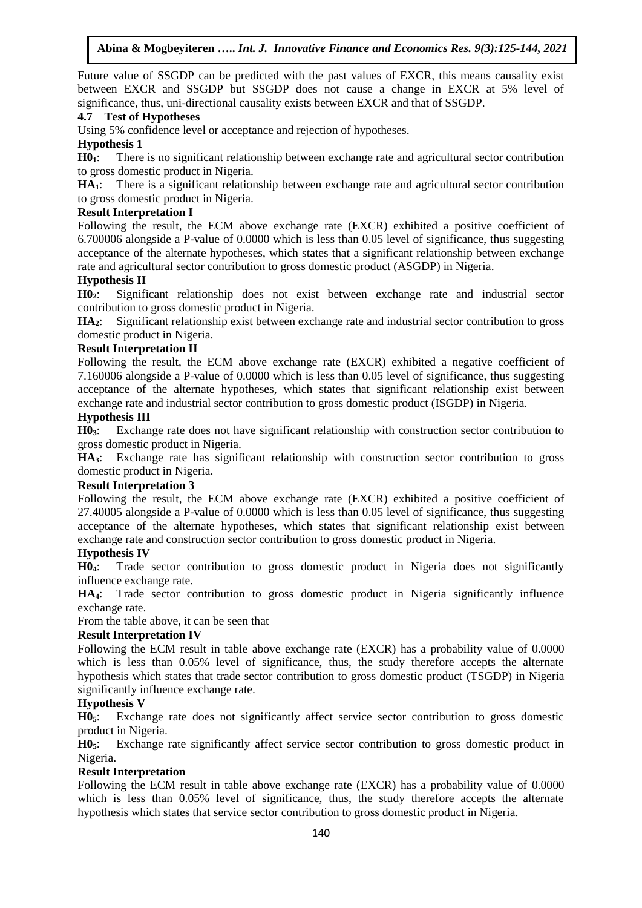Future value of SSGDP can be predicted with the past values of EXCR, this means causality exist between EXCR and SSGDP but SSGDP does not cause a change in EXCR at 5% level of significance, thus, uni-directional causality exists between EXCR and that of SSGDP.

### 4.7 Test of Hypotheses

Using 5% confidence level or acceptance and rejection of hypotheses.

**Hypothesis 1**

**$H0_1$**: There is no significant relationship between exchange rate and agricultural sector contribution to gross domestic product in Nigeria.

**$HA_1$**: There is a significant relationship between exchange rate and agricultural sector contribution to gross domestic product in Nigeria.

**Result Interpretation I**

Following the result, the ECM above exchange rate (EXCR) exhibited a positive coefficient of 6.700006 alongside a P-value of 0.0000 which is less than 0.05 level of significance, thus suggesting acceptance of the alternate hypotheses, which states that a significant relationship between exchange rate and agricultural sector contribution to gross domestic product (ASGDP) in Nigeria.

**Hypothesis II**

**$H0_2$**: Significant relationship does not exist between exchange rate and industrial sector contribution to gross domestic product in Nigeria.

**$HA_2$**: Significant relationship exist between exchange rate and industrial sector contribution to gross domestic product in Nigeria.

**Result Interpretation II**

Following the result, the ECM above exchange rate (EXCR) exhibited a negative coefficient of 7.160006 alongside a P-value of 0.0000 which is less than 0.05 level of significance, thus suggesting acceptance of the alternate hypotheses, which states that significant relationship exist between exchange rate and industrial sector contribution to gross domestic product (ISGDP) in Nigeria.

**Hypothesis III**

**$H0_3$**: Exchange rate does not have significant relationship with construction sector contribution to gross domestic product in Nigeria.

**$HA_3$**: Exchange rate has significant relationship with construction sector contribution to gross domestic product in Nigeria.

**Result Interpretation 3**

Following the result, the ECM above exchange rate (EXCR) exhibited a positive coefficient of 27.40005 alongside a P-value of 0.0000 which is less than 0.05 level of significance, thus suggesting acceptance of the alternate hypotheses, which states that significant relationship exist between exchange rate and construction sector contribution to gross domestic product in Nigeria.

**Hypothesis IV**

**$H0_4$**: Trade sector contribution to gross domestic product in Nigeria does not significantly influence exchange rate.

**$HA_4$**: Trade sector contribution to gross domestic product in Nigeria significantly influence exchange rate.

From the table above, it can be seen that

**Result Interpretation IV**

Following the ECM result in table above exchange rate (EXCR) has a probability value of 0.0000 which is less than 0.05% level of significance, thus, the study therefore accepts the alternate hypothesis which states that trade sector contribution to gross domestic product (TSGDP) in Nigeria significantly influence exchange rate.

**Hypothesis V**

**$H0_5$**: Exchange rate does not significantly affect service sector contribution to gross domestic product in Nigeria.

**$H0_5$**: Exchange rate significantly affect service sector contribution to gross domestic product in Nigeria.

**Result Interpretation**

Following the ECM result in table above exchange rate (EXCR) has a probability value of 0.0000 which is less than 0.05% level of significance, thus, the study therefore accepts the alternate hypothesis which states that service sector contribution to gross domestic product in Nigeria.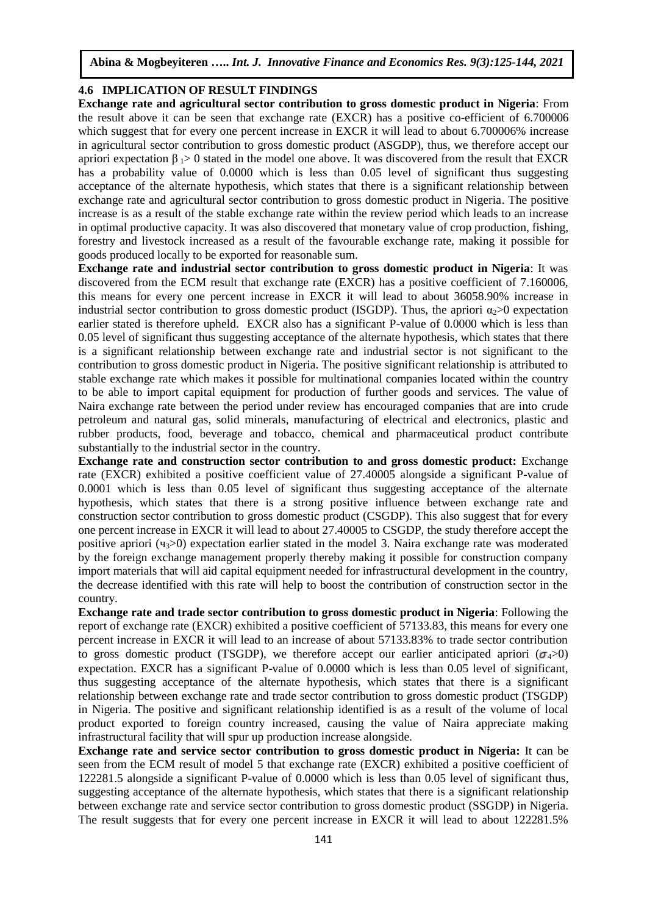### 4.6 IMPLICATION OF RESULT FINDINGS

**Exchange rate and agricultural sector contribution to gross domestic product in Nigeria**: From the result above it can be seen that exchange rate (EXCR) has a positive co-efficient of 6.700006 which suggest that for every one percent increase in EXCR it will lead to about 6.700006% increase in agricultural sector contribution to gross domestic product (ASGDP), thus, we therefore accept our apriori expectation $\beta_1 > 0$ stated in the model one above. It was discovered from the result that EXCR has a probability value of 0.0000 which is less than 0.05 level of significant thus suggesting acceptance of the alternate hypothesis, which states that there is a significant relationship between exchange rate and agricultural sector contribution to gross domestic product in Nigeria. The positive increase is as a result of the stable exchange rate within the review period which leads to an increase in optimal productive capacity. It was also discovered that monetary value of crop production, fishing, forestry and livestock increased as a result of the favourable exchange rate, making it possible for goods produced locally to be exported for reasonable sum.

**Exchange rate and industrial sector contribution to gross domestic product in Nigeria**: It was discovered from the ECM result that exchange rate (EXCR) has a positive coefficient of 7.160006, this means for every one percent increase in EXCR it will lead to about 36058.90% increase in industrial sector contribution to gross domestic product (ISGDP). Thus, the apriori $\alpha_2 > 0$ expectation earlier stated is therefore upheld. EXCR also has a significant P-value of 0.0000 which is less than 0.05 level of significant thus suggesting acceptance of the alternate hypothesis, which states that there is a significant relationship between exchange rate and industrial sector is not significant to the contribution to gross domestic product in Nigeria. The positive significant relationship is attributed to stable exchange rate which makes it possible for multinational companies located within the country to be able to import capital equipment for production of further goods and services. The value of Naira exchange rate between the period under review has encouraged companies that are into crude petroleum and natural gas, solid minerals, manufacturing of electrical and electronics, plastic and rubber products, food, beverage and tobacco, chemical and pharmaceutical product contribute substantially to the industrial sector in the country.

**Exchange rate and construction sector contribution to and gross domestic product:** Exchange rate (EXCR) exhibited a positive coefficient value of 27.40005 alongside a significant P-value of 0.0001 which is less than 0.05 level of significant thus suggesting acceptance of the alternate hypothesis, which states that there is a strong positive influence between exchange rate and construction sector contribution to gross domestic product (CSGDP). This also suggest that for every one percent increase in EXCR it will lead to about 27.40005 to CSGDP, the study therefore accept the positive apriori ($ч_3 > 0$) expectation earlier stated in the model 3. Naira exchange rate was moderated by the foreign exchange management properly thereby making it possible for construction company import materials that will aid capital equipment needed for infrastructural development in the country, the decrease identified with this rate will help to boost the contribution of construction sector in the country.

**Exchange rate and trade sector contribution to gross domestic product in Nigeria**: Following the report of exchange rate (EXCR) exhibited a positive coefficient of 57133.83, this means for every one percent increase in EXCR it will lead to an increase of about 57133.83% to trade sector contribution to gross domestic product (TSGDP), we therefore accept our earlier anticipated apriori ($\sigma_4 > 0$) expectation. EXCR has a significant P-value of 0.0000 which is less than 0.05 level of significant, thus suggesting acceptance of the alternate hypothesis, which states that there is a significant relationship between exchange rate and trade sector contribution to gross domestic product (TSGDP) in Nigeria. The positive and significant relationship identified is as a result of the volume of local product exported to foreign country increased, causing the value of Naira appreciate making infrastructural facility that will spur up production increase alongside.

**Exchange rate and service sector contribution to gross domestic product in Nigeria:** It can be seen from the ECM result of model 5 that exchange rate (EXCR) exhibited a positive coefficient of 122281.5 alongside a significant P-value of 0.0000 which is less than 0.05 level of significant thus, suggesting acceptance of the alternate hypothesis, which states that there is a significant relationship between exchange rate and service sector contribution to gross domestic product (SSGDP) in Nigeria. The result suggests that for every one percent increase in EXCR it will lead to about 122281.5%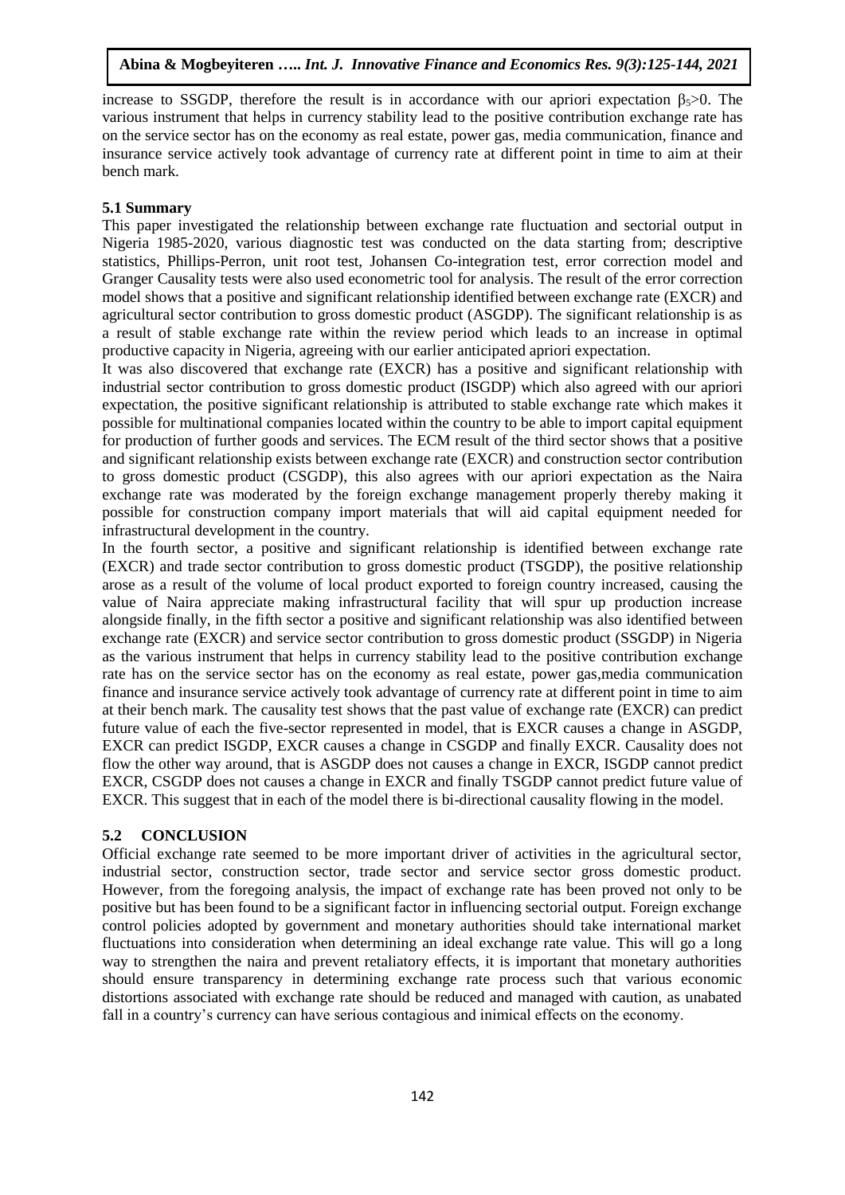increase to SSGDP, therefore the result is in accordance with our apriori expectation $\beta_5>0$. The various instrument that helps in currency stability lead to the positive contribution exchange rate has on the service sector has on the economy as real estate, power gas, media communication, finance and insurance service actively took advantage of currency rate at different point in time to aim at their bench mark.

### 5.1 Summary

This paper investigated the relationship between exchange rate fluctuation and sectorial output in Nigeria 1985-2020, various diagnostic test was conducted on the data starting from; descriptive statistics, Phillips-Perron, unit root test, Johansen Co-integration test, error correction model and Granger Causality tests were also used econometric tool for analysis. The result of the error correction model shows that a positive and significant relationship identified between exchange rate (EXCR) and agricultural sector contribution to gross domestic product (ASGDP). The significant relationship is as a result of stable exchange rate within the review period which leads to an increase in optimal productive capacity in Nigeria, agreeing with our earlier anticipated apriori expectation.

It was also discovered that exchange rate (EXCR) has a positive and significant relationship with industrial sector contribution to gross domestic product (ISGDP) which also agreed with our apriori expectation, the positive significant relationship is attributed to stable exchange rate which makes it possible for multinational companies located within the country to be able to import capital equipment for production of further goods and services. The ECM result of the third sector shows that a positive and significant relationship exists between exchange rate (EXCR) and construction sector contribution to gross domestic product (CSGDP), this also agrees with our apriori expectation as the Naira exchange rate was moderated by the foreign exchange management properly thereby making it possible for construction company import materials that will aid capital equipment needed for infrastructural development in the country.

In the fourth sector, a positive and significant relationship is identified between exchange rate (EXCR) and trade sector contribution to gross domestic product (TSGDP), the positive relationship arose as a result of the volume of local product exported to foreign country increased, causing the value of Naira appreciate making infrastructural facility that will spur up production increase alongside finally, in the fifth sector a positive and significant relationship was also identified between exchange rate (EXCR) and service sector contribution to gross domestic product (SSGDP) in Nigeria as the various instrument that helps in currency stability lead to the positive contribution exchange rate has on the service sector has on the economy as real estate, power gas,media communication finance and insurance service actively took advantage of currency rate at different point in time to aim at their bench mark. The causality test shows that the past value of exchange rate (EXCR) can predict future value of each the five-sector represented in model, that is EXCR causes a change in ASGDP, EXCR can predict ISGDP, EXCR causes a change in CSGDP and finally EXCR. Causality does not flow the other way around, that is ASGDP does not causes a change in EXCR, ISGDP cannot predict EXCR, CSGDP does not causes a change in EXCR and finally TSGDP cannot predict future value of EXCR. This suggest that in each of the model there is bi-directional causality flowing in the model.

### 5.2 CONCLUSION

Official exchange rate seemed to be more important driver of activities in the agricultural sector, industrial sector, construction sector, trade sector and service sector gross domestic product. However, from the foregoing analysis, the impact of exchange rate has been proved not only to be positive but has been found to be a significant factor in influencing sectorial output. Foreign exchange control policies adopted by government and monetary authorities should take international market fluctuations into consideration when determining an ideal exchange rate value. This will go a long way to strengthen the naira and prevent retaliatory effects, it is important that monetary authorities should ensure transparency in determining exchange rate process such that various economic distortions associated with exchange rate should be reduced and managed with caution, as unabated fall in a country's currency can have serious contagious and inimical effects on the economy.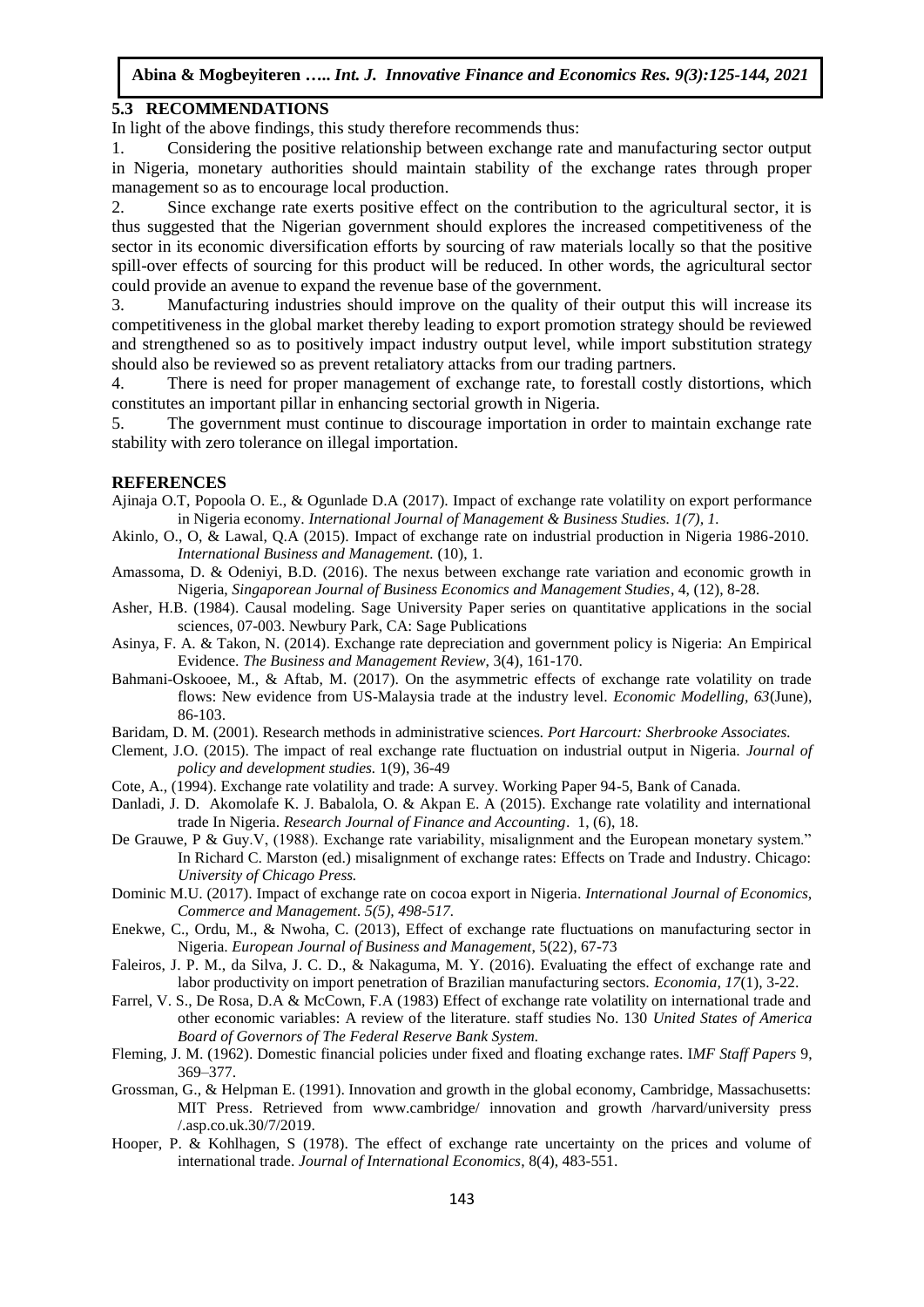### 5.3 RECOMMENDATIONS

In light of the above findings, this study therefore recommends thus:

1. Considering the positive relationship between exchange rate and manufacturing sector output in Nigeria, monetary authorities should maintain stability of the exchange rates through proper management so as to encourage local production.
2. Since exchange rate exerts positive effect on the contribution to the agricultural sector, it is thus suggested that the Nigerian government should explores the increased competitiveness of the sector in its economic diversification efforts by sourcing of raw materials locally so that the positive spill-over effects of sourcing for this product will be reduced. In other words, the agricultural sector could provide an avenue to expand the revenue base of the government.
3. Manufacturing industries should improve on the quality of their output this will increase its competitiveness in the global market thereby leading to export promotion strategy should be reviewed and strengthened so as to positively impact industry output level, while import substitution strategy should also be reviewed so as prevent retaliatory attacks from our trading partners.
4. There is need for proper management of exchange rate, to forestall costly distortions, which constitutes an important pillar in enhancing sectorial growth in Nigeria.
5. The government must continue to discourage importation in order to maintain exchange rate stability with zero tolerance on illegal importation.

### REFERENCES

Ajinaja O.T, Popoola O. E., & Ogunlade D.A (2017). Impact of exchange rate volatility on export performance in Nigeria economy. *International Journal of Management & Business Studies. 1(7), 1.*

Akinlo, O., O, & Lawal, Q.A (2015). Impact of exchange rate on industrial production in Nigeria 1986-2010. *International Business and Management.* (10), 1.

Amassoma, D. & Odeniyi, B.D. (2016). The nexus between exchange rate variation and economic growth in Nigeria, *Singaporean Journal of Business Economics and Management Studies*, 4, (12), 8-28.

Asher, H.B. (1984). Causal modeling. Sage University Paper series on quantitative applications in the social sciences, 07-003. Newbury Park, CA: Sage Publications

Asinya, F. A. & Takon, N. (2014). Exchange rate depreciation and government policy is Nigeria: An Empirical Evidence. *The Business and Management Review*, 3(4), 161-170.

Bahmani-Oskooee, M., & Aftab, M. (2017). On the asymmetric effects of exchange rate volatility on trade flows: New evidence from US-Malaysia trade at the industry level. *Economic Modelling, 63*(June), 86-103.

Baridam, D. M. (2001). Research methods in administrative sciences. *Port Harcourt: Sherbrooke Associates.*

Clement, J.O. (2015). The impact of real exchange rate fluctuation on industrial output in Nigeria. *Journal of policy and development studies.* 1(9), 36-49

Cote, A., (1994). Exchange rate volatility and trade: A survey. Working Paper 94-5, Bank of Canada.

Danladi, J. D. Akomolafe K. J. Babalola, O. & Akpan E. A (2015). Exchange rate volatility and international trade In Nigeria. *Research Journal of Finance and Accounting*. 1, (6), 18.

De Grauwe, P & Guy.V, (1988). Exchange rate variability, misalignment and the European monetary system." In Richard C. Marston (ed.) misalignment of exchange rates: Effects on Trade and Industry. Chicago: *University of Chicago Press.*

Dominic M.U. (2017). Impact of exchange rate on cocoa export in Nigeria. *International Journal of Economics, Commerce and Management. 5(5), 498-517.*

Enekwe, C., Ordu, M., & Nwoha, C. (2013), Effect of exchange rate fluctuations on manufacturing sector in Nigeria. *European Journal of Business and Management*, 5(22), 67-73

Faleiros, J. P. M., da Silva, J. C. D., & Nakaguma, M. Y. (2016). Evaluating the effect of exchange rate and labor productivity on import penetration of Brazilian manufacturing sectors. *Economia, 17*(1), 3-22.

Farrel, V. S., De Rosa, D.A & McCown, F.A (1983) Effect of exchange rate volatility on international trade and other economic variables: A review of the literature. staff studies No. 130 *United States of America Board of Governors of The Federal Reserve Bank System.*

Fleming, J. M. (1962). Domestic financial policies under fixed and floating exchange rates. I*MF Staff Papers* 9, 369–377.

Grossman, G., & Helpman E. (1991). Innovation and growth in the global economy, Cambridge, Massachusetts: MIT Press. Retrieved from www.cambridge/ innovation and growth /harvard/university press /.asp.co.uk.30/7/2019.

Hooper, P. & Kohlhagen, S (1978). The effect of exchange rate uncertainty on the prices and volume of international trade. *Journal of International Economics*, 8(4), 483-551.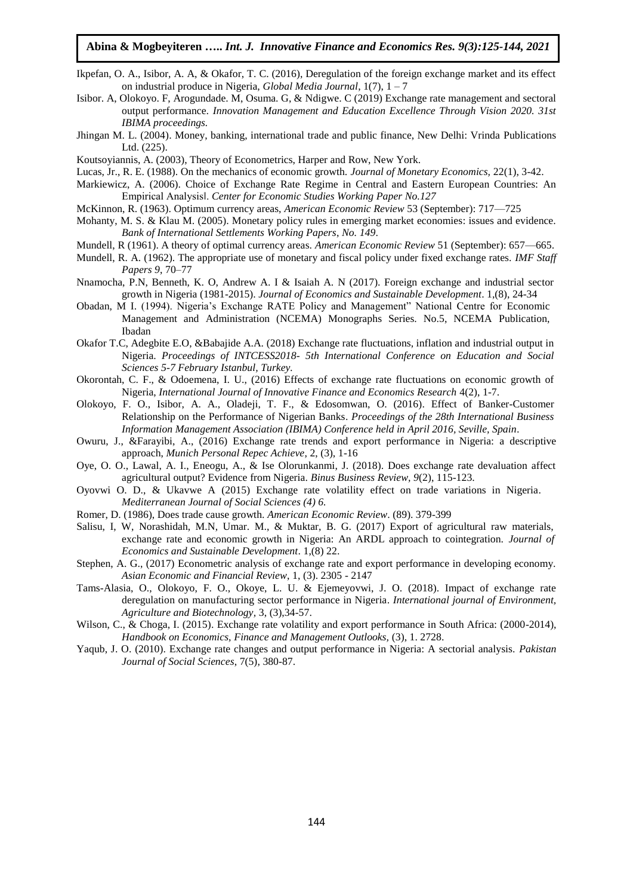Ikpefan, O. A., Isibor, A. A, & Okafor, T. C. (2016), Deregulation of the foreign exchange market and its effect on industrial produce in Nigeria, *Global Media Journal*, 1(7), 1 – 7

Isibor. A, Olokoyo. F, Arogundade. M, Osuma. G, & Ndigwe. C (2019) Exchange rate management and sectoral output performance. *Innovation Management and Education Excellence Through Vision 2020. 31st IBIMA proceedings.*

Jhingan M. L. (2004). Money, banking, international trade and public finance, New Delhi: Vrinda Publications Ltd. (225).

Koutsoyiannis, A. (2003), Theory of Econometrics, Harper and Row, New York.

Lucas, Jr., R. E. (1988). On the mechanics of economic growth. *Journal of Monetary Economics*, 22(1), 3-42.

Markiewicz, A. (2006). Choice of Exchange Rate Regime in Central and Eastern European Countries: An Empirical Analysis‖. *Center for Economic Studies Working Paper No.127*

McKinnon, R. (1963). Optimum currency areas, *American Economic Review* 53 (September): 717—725

Mohanty, M. S. & Klau M. (2005). Monetary policy rules in emerging market economies: issues and evidence. *Bank of International Settlements Working Papers, No. 149*.

Mundell, R (1961). A theory of optimal currency areas. *American Economic Review* 51 (September): 657—665.

Mundell, R. A. (1962). The appropriate use of monetary and fiscal policy under fixed exchange rates. *IMF Staff Papers 9*, 70–77

Nnamocha, P.N, Benneth, K. O, Andrew A. I & Isaiah A. N (2017). Foreign exchange and industrial sector growth in Nigeria (1981-2015). *Journal of Economics and Sustainable Development*. 1,(8), 24-34

Obadan, M I. (1994). Nigeria's Exchange RATE Policy and Management" National Centre for Economic Management and Administration (NCEMA) Monographs Series. No.5, NCEMA Publication, Ibadan

Okafor T.C, Adegbite E.O, &Babajide A.A. (2018) Exchange rate fluctuations, inflation and industrial output in Nigeria. *Proceedings of INTCESS2018- 5th International Conference on Education and Social Sciences 5-7 February Istanbul, Turkey.*

Okorontah, C. F., & Odoemena, I. U., (2016) Effects of exchange rate fluctuations on economic growth of Nigeria, *International Journal of Innovative Finance and Economics Research* 4(2), 1-7.

Olokoyo, F. O., Isibor, A. A., Oladeji, T. F., & Edosomwan, O. (2016). Effect of Banker-Customer Relationship on the Performance of Nigerian Banks. *Proceedings of the 28th International Business Information Management Association (IBIMA) Conference held in April 2016, Seville, Spain*.

Owuru, J., &Farayibi, A., (2016) Exchange rate trends and export performance in Nigeria: a descriptive approach, *Munich Personal Repec Achieve*, 2, (3), 1-16

Oye, O. O., Lawal, A. I., Eneogu, A., & Ise Olorunkanmi, J. (2018). Does exchange rate devaluation affect agricultural output? Evidence from Nigeria. *Binus Business Review, 9*(2), 115-123.

Oyovwi O. D., & Ukavwe A (2015) Exchange rate volatility effect on trade variations in Nigeria. *Mediterranean Journal of Social Sciences (4) 6.*

Romer, D. (1986), Does trade cause growth. *American Economic Review*. (89). 379-399

Salisu, I, W, Norashidah, M.N, Umar. M., & Muktar, B. G. (2017) Export of agricultural raw materials, exchange rate and economic growth in Nigeria: An ARDL approach to cointegration. *Journal of Economics and Sustainable Development*. 1,(8) 22.

Stephen, A. G., (2017) Econometric analysis of exchange rate and export performance in developing economy. *Asian Economic and Financial Review*, 1, (3). 2305 - 2147

Tams-Alasia, O., Olokoyo, F. O., Okoye, L. U. & Ejemeyovwi, J. O. (2018). Impact of exchange rate deregulation on manufacturing sector performance in Nigeria. *International journal of Environment, Agriculture and Biotechnology*, 3, (3),34-57.

Wilson, C., & Choga, I. (2015). Exchange rate volatility and export performance in South Africa: (2000-2014), *Handbook on Economics, Finance and Management Outlooks*, (3), 1. 2728.

Yaqub, J. O. (2010). Exchange rate changes and output performance in Nigeria: A sectorial analysis. *Pakistan Journal of Social Sciences*, 7(5), 380-87.